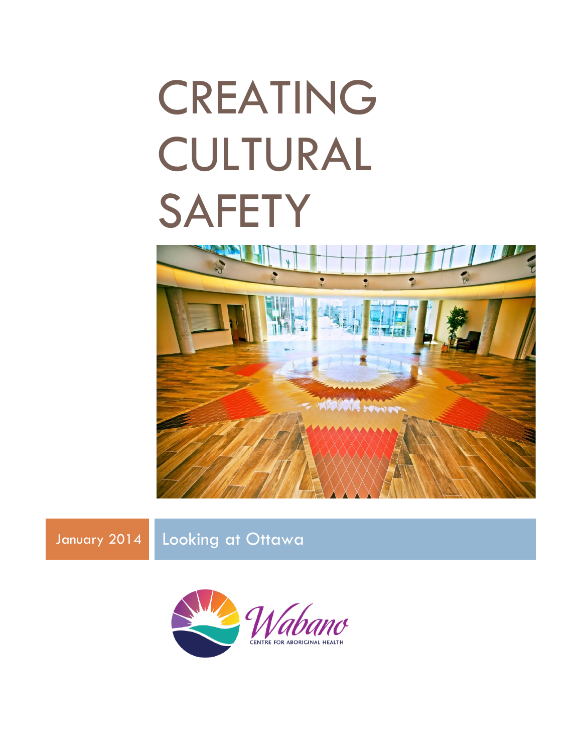# CREATING CULTURAL SAFETY

January 2014

Looking at Ottawa

Wabano

CENTRE FOR ABORIGINAL HEALTH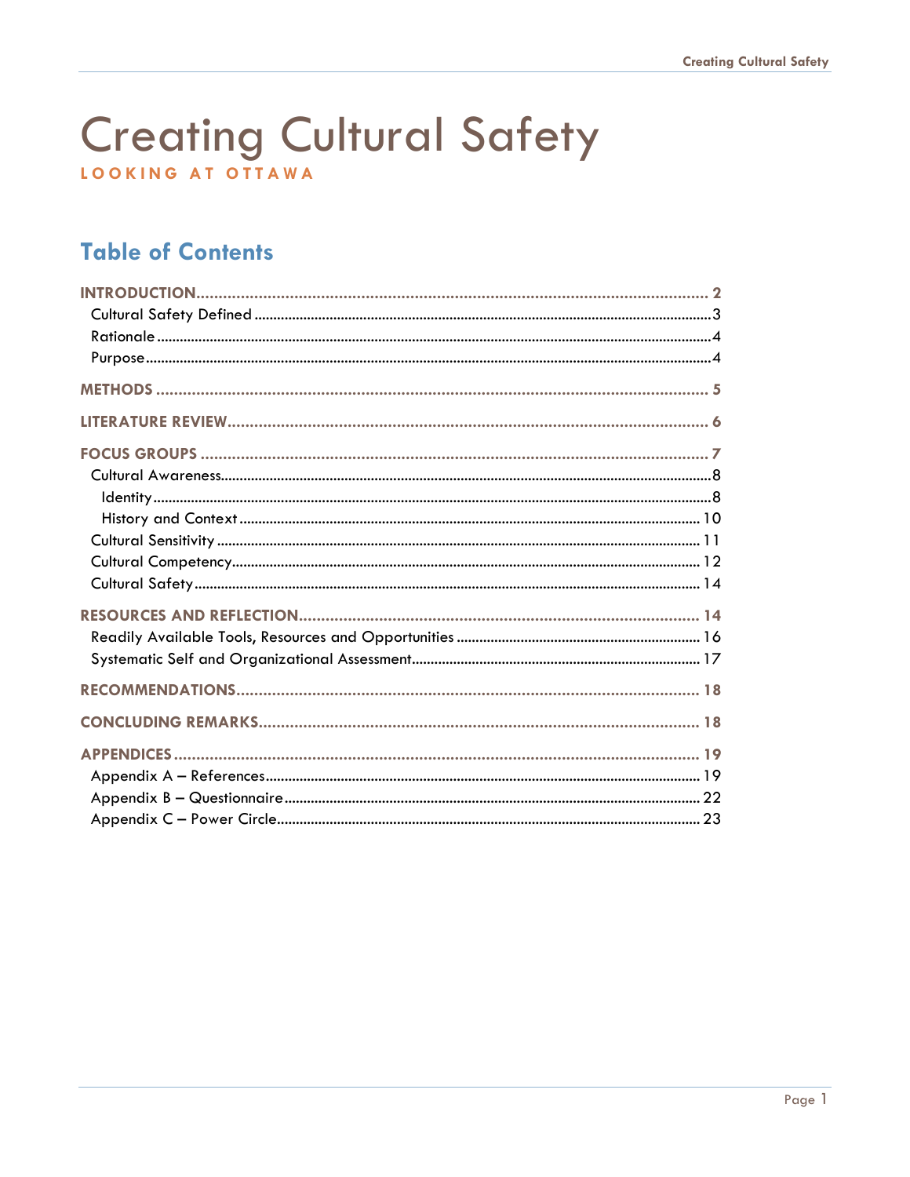# Creating Cultural Safety

**LOOKING AT OTTAWA**

## Table of Contents

**INTRODUCTION** ........ 2
- Cultural Safety Defined ........ 3
- Rationale ........ 4
- Purpose ........ 4

**METHODS** ........ 5

**LITERATURE REVIEW** ........ 6

**FOCUS GROUPS** ........ 7
- Cultural Awareness ........ 8
  - Identity ........ 8
  - History and Context ........ 10
- Cultural Sensitivity ........ 11
- Cultural Competency ........ 12
- Cultural Safety ........ 14

**RESOURCES AND REFLECTION** ........ 14
- Readily Available Tools, Resources and Opportunities ........ 16
- Systematic Self and Organizational Assessment ........ 17

**RECOMMENDATIONS** ........ 18

**CONCLUDING REMARKS** ........ 18

**APPENDICES** ........ 19
- Appendix A – References ........ 19
- Appendix B – Questionnaire ........ 22
- Appendix C – Power Circle ........ 23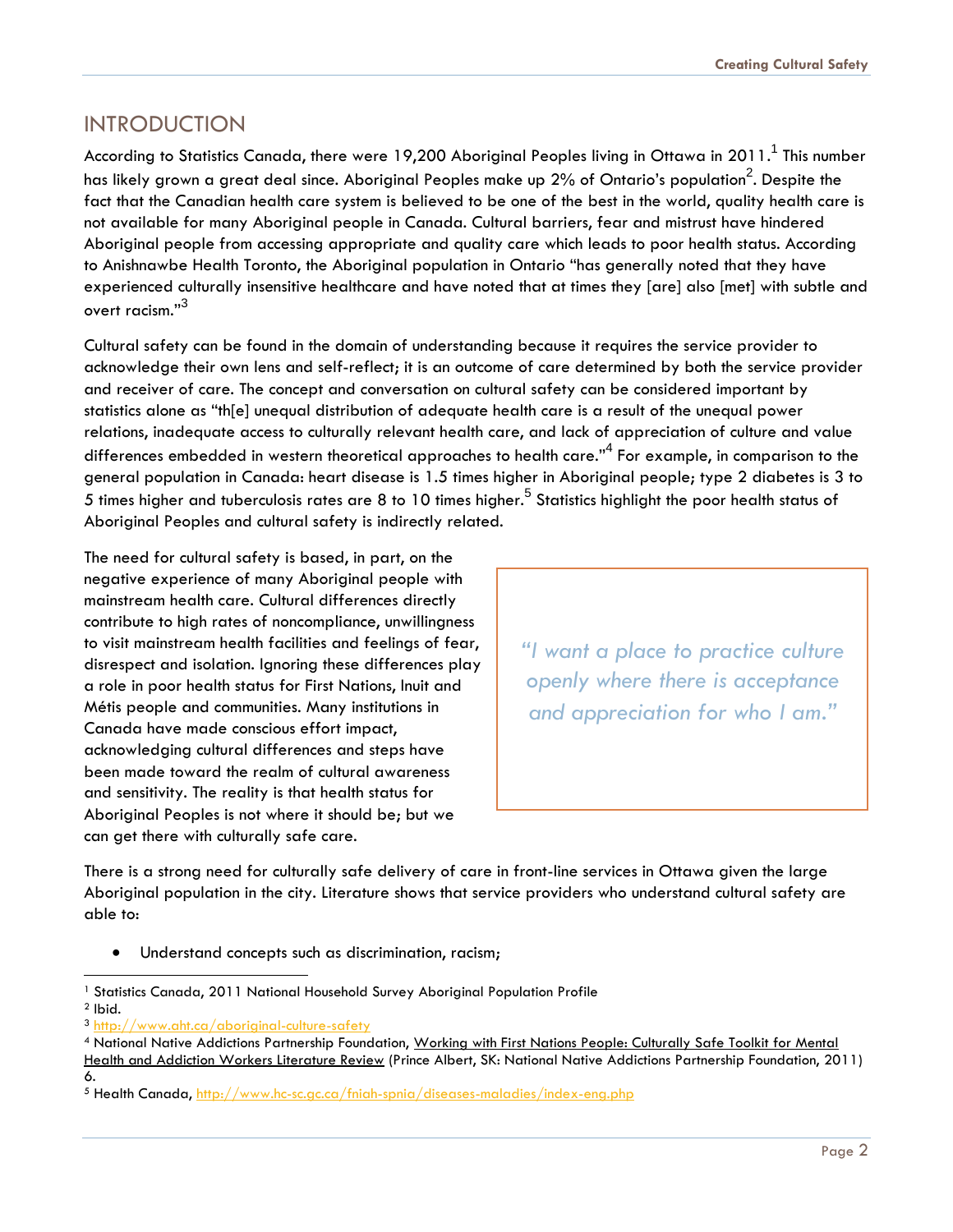## INTRODUCTION

According to Statistics Canada, there were 19,200 Aboriginal Peoples living in Ottawa in 2011.[1] This number has likely grown a great deal since. Aboriginal Peoples make up 2% of Ontario's population[2]. Despite the fact that the Canadian health care system is believed to be one of the best in the world, quality health care is not available for many Aboriginal people in Canada. Cultural barriers, fear and mistrust have hindered Aboriginal people from accessing appropriate and quality care which leads to poor health status. According to Anishnawbe Health Toronto, the Aboriginal population in Ontario "has generally noted that they have experienced culturally insensitive healthcare and have noted that at times they [are] also [met] with subtle and overt racism."[3]

Cultural safety can be found in the domain of understanding because it requires the service provider to acknowledge their own lens and self-reflect; it is an outcome of care determined by both the service provider and receiver of care. The concept and conversation on cultural safety can be considered important by statistics alone as "th[e] unequal distribution of adequate health care is a result of the unequal power relations, inadequate access to culturally relevant health care, and lack of appreciation of culture and value differences embedded in western theoretical approaches to health care."[4] For example, in comparison to the general population in Canada: heart disease is 1.5 times higher in Aboriginal people; type 2 diabetes is 3 to 5 times higher and tuberculosis rates are 8 to 10 times higher.[5] Statistics highlight the poor health status of Aboriginal Peoples and cultural safety is indirectly related.

The need for cultural safety is based, in part, on the negative experience of many Aboriginal people with mainstream health care. Cultural differences directly contribute to high rates of noncompliance, unwillingness to visit mainstream health facilities and feelings of fear, disrespect and isolation. Ignoring these differences play a role in poor health status for First Nations, Inuit and Métis people and communities. Many institutions in Canada have made conscious effort impact, acknowledging cultural differences and steps have been made toward the realm of cultural awareness and sensitivity. The reality is that health status for Aboriginal Peoples is not where it should be; but we can get there with culturally safe care.

> *"I want a place to practice culture openly where there is acceptance and appreciation for who I am."*

There is a strong need for culturally safe delivery of care in front-line services in Ottawa given the large Aboriginal population in the city. Literature shows that service providers who understand cultural safety are able to:

- Understand concepts such as discrimination, racism;

---

[1] Statistics Canada, 2011 National Household Survey Aboriginal Population Profile

[2] Ibid.

[3] http://www.aht.ca/aboriginal-culture-safety

[4] National Native Addictions Partnership Foundation, Working with First Nations People: Culturally Safe Toolkit for Mental Health and Addiction Workers Literature Review (Prince Albert, SK: National Native Addictions Partnership Foundation, 2011) 6.

[5] Health Canada, http://www.hc-sc.gc.ca/fniah-spnia/diseases-maladies/index-eng.php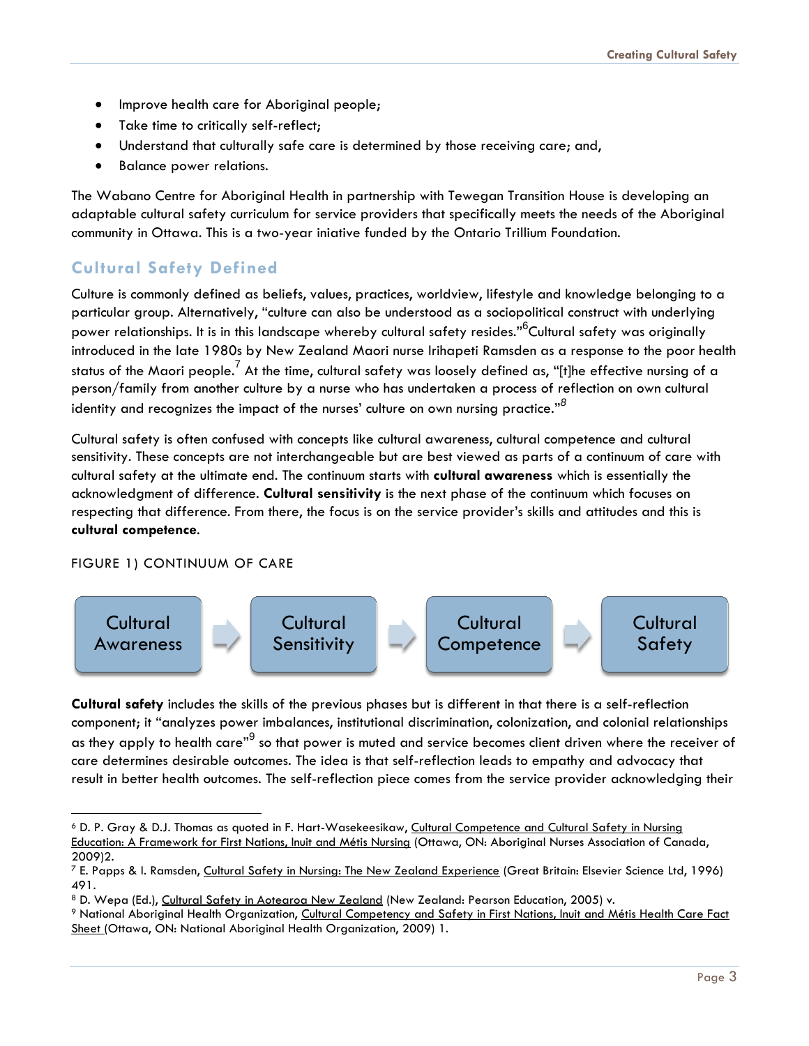- Improve health care for Aboriginal people;
- Take time to critically self-reflect;
- Understand that culturally safe care is determined by those receiving care; and,
- Balance power relations.

The Wabano Centre for Aboriginal Health in partnership with Tewegan Transition House is developing an adaptable cultural safety curriculum for service providers that specifically meets the needs of the Aboriginal community in Ottawa. This is a two-year iniative funded by the Ontario Trillium Foundation.

## Cultural Safety Defined

Culture is commonly defined as beliefs, values, practices, worldview, lifestyle and knowledge belonging to a particular group. Alternatively, "culture can also be understood as a sociopolitical construct with underlying power relationships. It is in this landscape whereby cultural safety resides."[6]Cultural safety was originally introduced in the late 1980s by New Zealand Maori nurse Irihapeti Ramsden as a response to the poor health status of the Maori people.[7] At the time, cultural safety was loosely defined as, "[t]he effective nursing of a person/family from another culture by a nurse who has undertaken a process of reflection on own cultural identity and recognizes the impact of the nurses' culture on own nursing practice."[8]

Cultural safety is often confused with concepts like cultural awareness, cultural competence and cultural sensitivity. These concepts are not interchangeable but are best viewed as parts of a continuum of care with cultural safety at the ultimate end. The continuum starts with **cultural awareness** which is essentially the acknowledgment of difference. **Cultural sensitivity** is the next phase of the continuum which focuses on respecting that difference. From there, the focus is on the service provider's skills and attitudes and this is **cultural competence**.

FIGURE 1) CONTINUUM OF CARE

Cultural Awareness → Cultural Sensitivity → Cultural Competence → Cultural Safety

**Cultural safety** includes the skills of the previous phases but is different in that there is a self-reflection component; it "analyzes power imbalances, institutional discrimination, colonization, and colonial relationships as they apply to health care"[9] so that power is muted and service becomes client driven where the receiver of care determines desirable outcomes. The idea is that self-reflection leads to empathy and advocacy that result in better health outcomes. The self-reflection piece comes from the service provider acknowledging their

---

[6] D. P. Gray & D.J. Thomas as quoted in F. Hart-Wasekeesikaw, Cultural Competence and Cultural Safety in Nursing Education: A Framework for First Nations, Inuit and Métis Nursing (Ottawa, ON: Aboriginal Nurses Association of Canada, 2009)2.

[7] E. Papps & I. Ramsden, Cultural Safety in Nursing: The New Zealand Experience (Great Britain: Elsevier Science Ltd, 1996) 491.

[8] D. Wepa (Ed.), Cultural Safety in Aotearoa New Zealand (New Zealand: Pearson Education, 2005) v.

[9] National Aboriginal Health Organization, Cultural Competency and Safety in First Nations, Inuit and Métis Health Care Fact Sheet (Ottawa, ON: National Aboriginal Health Organization, 2009) 1.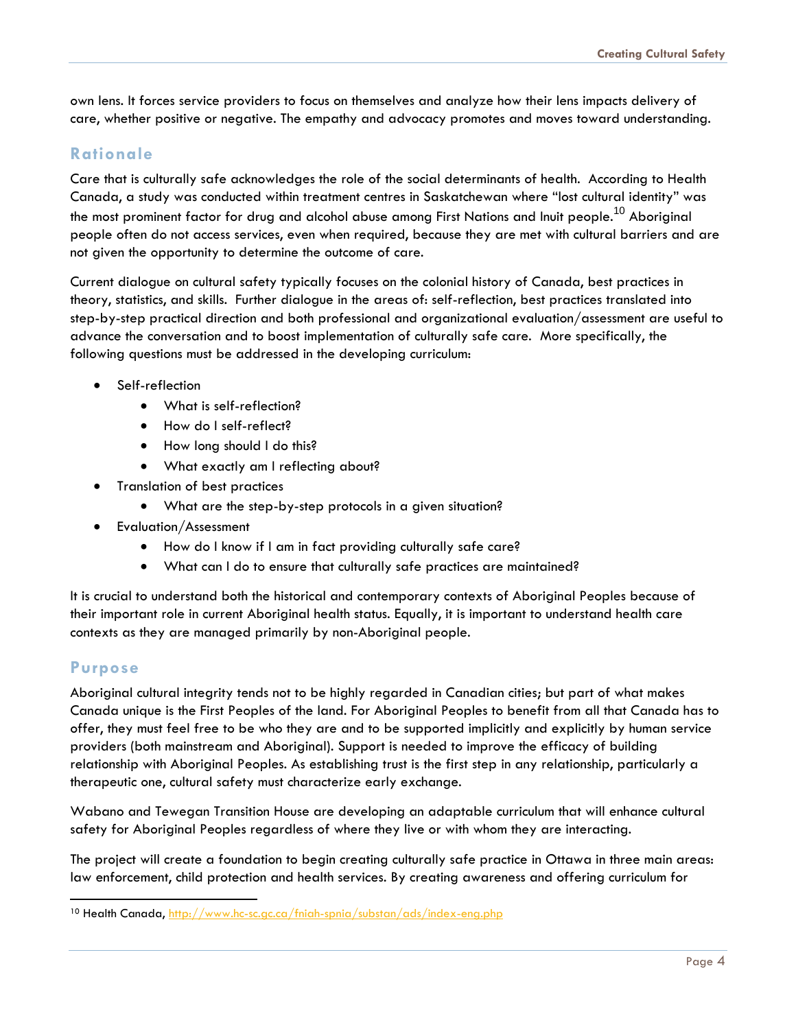own lens. It forces service providers to focus on themselves and analyze how their lens impacts delivery of care, whether positive or negative. The empathy and advocacy promotes and moves toward understanding.

## Rationale

Care that is culturally safe acknowledges the role of the social determinants of health. According to Health Canada, a study was conducted within treatment centres in Saskatchewan where "lost cultural identity" was the most prominent factor for drug and alcohol abuse among First Nations and Inuit people.[10] Aboriginal people often do not access services, even when required, because they are met with cultural barriers and are not given the opportunity to determine the outcome of care.

Current dialogue on cultural safety typically focuses on the colonial history of Canada, best practices in theory, statistics, and skills. Further dialogue in the areas of: self-reflection, best practices translated into step-by-step practical direction and both professional and organizational evaluation/assessment are useful to advance the conversation and to boost implementation of culturally safe care. More specifically, the following questions must be addressed in the developing curriculum:

- Self-reflection
  - What is self-reflection?
  - How do I self-reflect?
  - How long should I do this?
  - What exactly am I reflecting about?
- Translation of best practices
  - What are the step-by-step protocols in a given situation?
- Evaluation/Assessment
  - How do I know if I am in fact providing culturally safe care?
  - What can I do to ensure that culturally safe practices are maintained?

It is crucial to understand both the historical and contemporary contexts of Aboriginal Peoples because of their important role in current Aboriginal health status. Equally, it is important to understand health care contexts as they are managed primarily by non-Aboriginal people.

## Purpose

Aboriginal cultural integrity tends not to be highly regarded in Canadian cities; but part of what makes Canada unique is the First Peoples of the land. For Aboriginal Peoples to benefit from all that Canada has to offer, they must feel free to be who they are and to be supported implicitly and explicitly by human service providers (both mainstream and Aboriginal). Support is needed to improve the efficacy of building relationship with Aboriginal Peoples. As establishing trust is the first step in any relationship, particularly a therapeutic one, cultural safety must characterize early exchange.

Wabano and Tewegan Transition House are developing an adaptable curriculum that will enhance cultural safety for Aboriginal Peoples regardless of where they live or with whom they are interacting.

The project will create a foundation to begin creating culturally safe practice in Ottawa in three main areas: law enforcement, child protection and health services. By creating awareness and offering curriculum for

---

[10] Health Canada, http://www.hc-sc.gc.ca/fniah-spnia/substan/ads/index-eng.php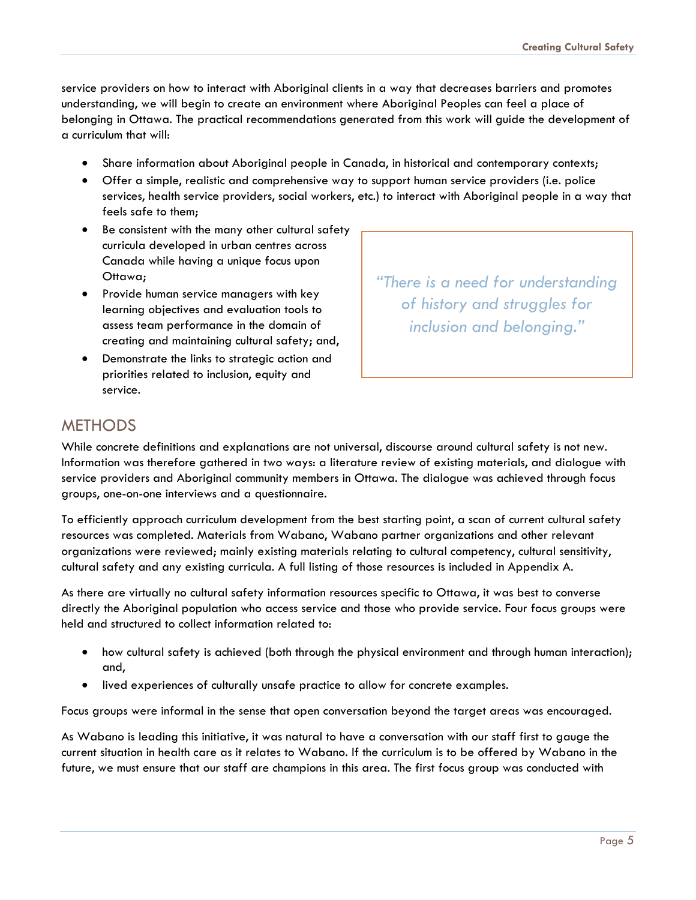service providers on how to interact with Aboriginal clients in a way that decreases barriers and promotes understanding, we will begin to create an environment where Aboriginal Peoples can feel a place of belonging in Ottawa. The practical recommendations generated from this work will guide the development of a curriculum that will:

- Share information about Aboriginal people in Canada, in historical and contemporary contexts;
- Offer a simple, realistic and comprehensive way to support human service providers (i.e. police services, health service providers, social workers, etc.) to interact with Aboriginal people in a way that feels safe to them;
- Be consistent with the many other cultural safety curricula developed in urban centres across Canada while having a unique focus upon Ottawa;
- Provide human service managers with key learning objectives and evaluation tools to assess team performance in the domain of creating and maintaining cultural safety; and,
- Demonstrate the links to strategic action and priorities related to inclusion, equity and service.

> *"There is a need for understanding of history and struggles for inclusion and belonging."*

## METHODS

While concrete definitions and explanations are not universal, discourse around cultural safety is not new. Information was therefore gathered in two ways: a literature review of existing materials, and dialogue with service providers and Aboriginal community members in Ottawa. The dialogue was achieved through focus groups, one-on-one interviews and a questionnaire.

To efficiently approach curriculum development from the best starting point, a scan of current cultural safety resources was completed. Materials from Wabano, Wabano partner organizations and other relevant organizations were reviewed; mainly existing materials relating to cultural competency, cultural sensitivity, cultural safety and any existing curricula. A full listing of those resources is included in Appendix A.

As there are virtually no cultural safety information resources specific to Ottawa, it was best to converse directly the Aboriginal population who access service and those who provide service. Four focus groups were held and structured to collect information related to:

- how cultural safety is achieved (both through the physical environment and through human interaction); and,
- lived experiences of culturally unsafe practice to allow for concrete examples.

Focus groups were informal in the sense that open conversation beyond the target areas was encouraged.

As Wabano is leading this initiative, it was natural to have a conversation with our staff first to gauge the current situation in health care as it relates to Wabano. If the curriculum is to be offered by Wabano in the future, we must ensure that our staff are champions in this area. The first focus group was conducted with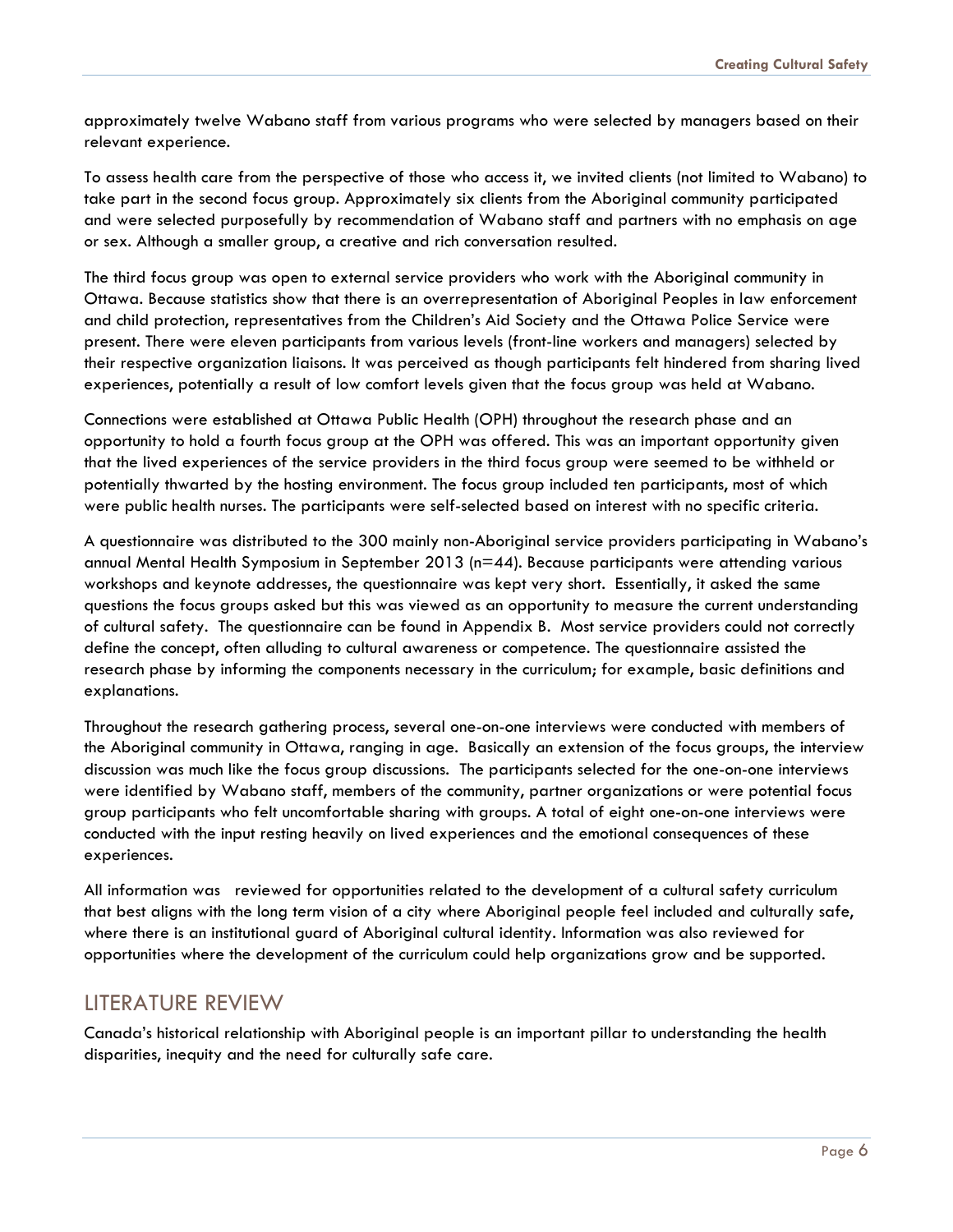approximately twelve Wabano staff from various programs who were selected by managers based on their relevant experience.

To assess health care from the perspective of those who access it, we invited clients (not limited to Wabano) to take part in the second focus group. Approximately six clients from the Aboriginal community participated and were selected purposefully by recommendation of Wabano staff and partners with no emphasis on age or sex. Although a smaller group, a creative and rich conversation resulted.

The third focus group was open to external service providers who work with the Aboriginal community in Ottawa. Because statistics show that there is an overrepresentation of Aboriginal Peoples in law enforcement and child protection, representatives from the Children's Aid Society and the Ottawa Police Service were present. There were eleven participants from various levels (front-line workers and managers) selected by their respective organization liaisons. It was perceived as though participants felt hindered from sharing lived experiences, potentially a result of low comfort levels given that the focus group was held at Wabano.

Connections were established at Ottawa Public Health (OPH) throughout the research phase and an opportunity to hold a fourth focus group at the OPH was offered. This was an important opportunity given that the lived experiences of the service providers in the third focus group were seemed to be withheld or potentially thwarted by the hosting environment. The focus group included ten participants, most of which were public health nurses. The participants were self-selected based on interest with no specific criteria.

A questionnaire was distributed to the 300 mainly non-Aboriginal service providers participating in Wabano's annual Mental Health Symposium in September 2013 (n=44). Because participants were attending various workshops and keynote addresses, the questionnaire was kept very short. Essentially, it asked the same questions the focus groups asked but this was viewed as an opportunity to measure the current understanding of cultural safety. The questionnaire can be found in Appendix B. Most service providers could not correctly define the concept, often alluding to cultural awareness or competence. The questionnaire assisted the research phase by informing the components necessary in the curriculum; for example, basic definitions and explanations.

Throughout the research gathering process, several one-on-one interviews were conducted with members of the Aboriginal community in Ottawa, ranging in age. Basically an extension of the focus groups, the interview discussion was much like the focus group discussions. The participants selected for the one-on-one interviews were identified by Wabano staff, members of the community, partner organizations or were potential focus group participants who felt uncomfortable sharing with groups. A total of eight one-on-one interviews were conducted with the input resting heavily on lived experiences and the emotional consequences of these experiences.

All information was reviewed for opportunities related to the development of a cultural safety curriculum that best aligns with the long term vision of a city where Aboriginal people feel included and culturally safe, where there is an institutional guard of Aboriginal cultural identity. Information was also reviewed for opportunities where the development of the curriculum could help organizations grow and be supported.

## LITERATURE REVIEW

Canada's historical relationship with Aboriginal people is an important pillar to understanding the health disparities, inequity and the need for culturally safe care.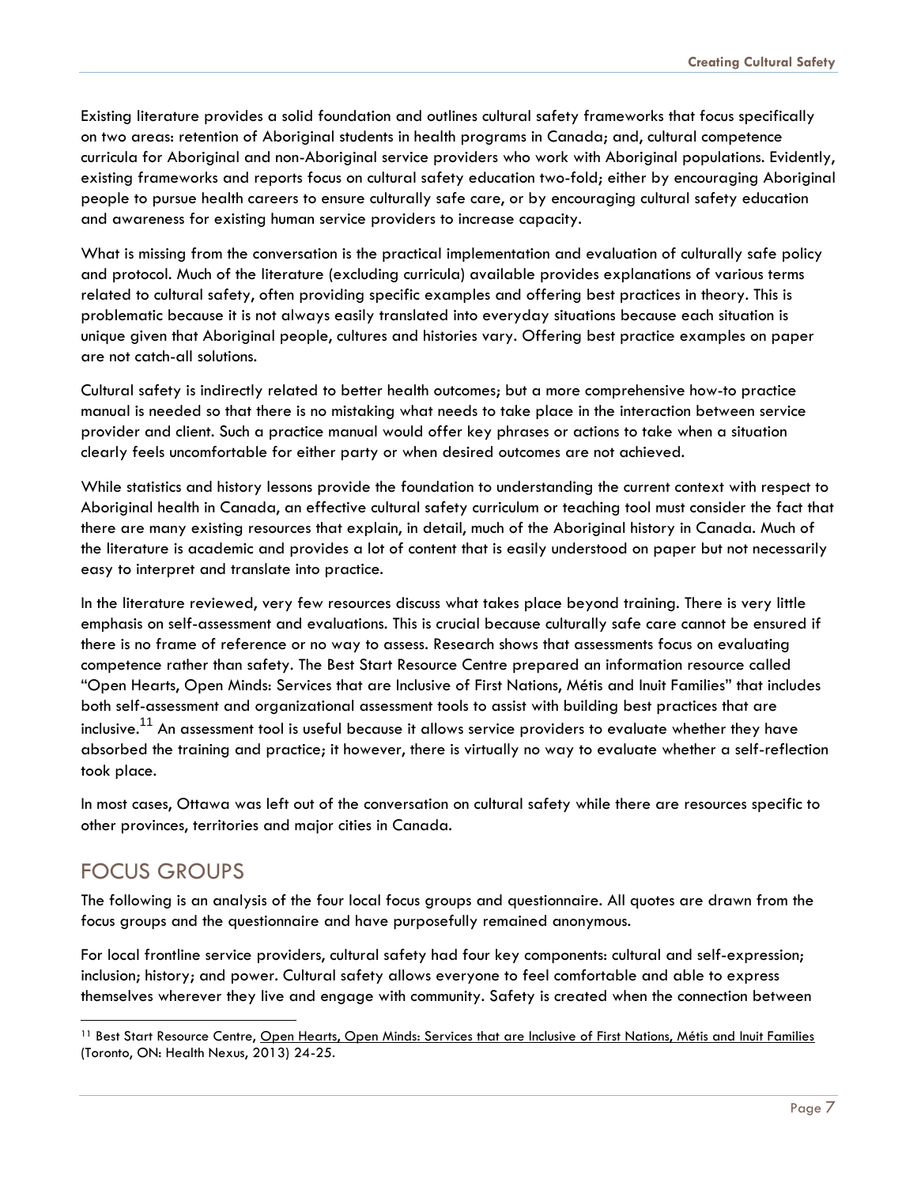Existing literature provides a solid foundation and outlines cultural safety frameworks that focus specifically on two areas: retention of Aboriginal students in health programs in Canada; and, cultural competence curricula for Aboriginal and non-Aboriginal service providers who work with Aboriginal populations. Evidently, existing frameworks and reports focus on cultural safety education two-fold; either by encouraging Aboriginal people to pursue health careers to ensure culturally safe care, or by encouraging cultural safety education and awareness for existing human service providers to increase capacity.

What is missing from the conversation is the practical implementation and evaluation of culturally safe policy and protocol. Much of the literature (excluding curricula) available provides explanations of various terms related to cultural safety, often providing specific examples and offering best practices in theory. This is problematic because it is not always easily translated into everyday situations because each situation is unique given that Aboriginal people, cultures and histories vary. Offering best practice examples on paper are not catch-all solutions.

Cultural safety is indirectly related to better health outcomes; but a more comprehensive how-to practice manual is needed so that there is no mistaking what needs to take place in the interaction between service provider and client. Such a practice manual would offer key phrases or actions to take when a situation clearly feels uncomfortable for either party or when desired outcomes are not achieved.

While statistics and history lessons provide the foundation to understanding the current context with respect to Aboriginal health in Canada, an effective cultural safety curriculum or teaching tool must consider the fact that there are many existing resources that explain, in detail, much of the Aboriginal history in Canada. Much of the literature is academic and provides a lot of content that is easily understood on paper but not necessarily easy to interpret and translate into practice.

In the literature reviewed, very few resources discuss what takes place beyond training. There is very little emphasis on self-assessment and evaluations. This is crucial because culturally safe care cannot be ensured if there is no frame of reference or no way to assess. Research shows that assessments focus on evaluating competence rather than safety. The Best Start Resource Centre prepared an information resource called "Open Hearts, Open Minds: Services that are Inclusive of First Nations, Métis and Inuit Families" that includes both self-assessment and organizational assessment tools to assist with building best practices that are inclusive.[11] An assessment tool is useful because it allows service providers to evaluate whether they have absorbed the training and practice; it however, there is virtually no way to evaluate whether a self-reflection took place.

In most cases, Ottawa was left out of the conversation on cultural safety while there are resources specific to other provinces, territories and major cities in Canada.

## FOCUS GROUPS

The following is an analysis of the four local focus groups and questionnaire. All quotes are drawn from the focus groups and the questionnaire and have purposefully remained anonymous.

For local frontline service providers, cultural safety had four key components: cultural and self-expression; inclusion; history; and power. Cultural safety allows everyone to feel comfortable and able to express themselves wherever they live and engage with community. Safety is created when the connection between

---

[11] Best Start Resource Centre, Open Hearts, Open Minds: Services that are Inclusive of First Nations, Métis and Inuit Families (Toronto, ON: Health Nexus, 2013) 24-25.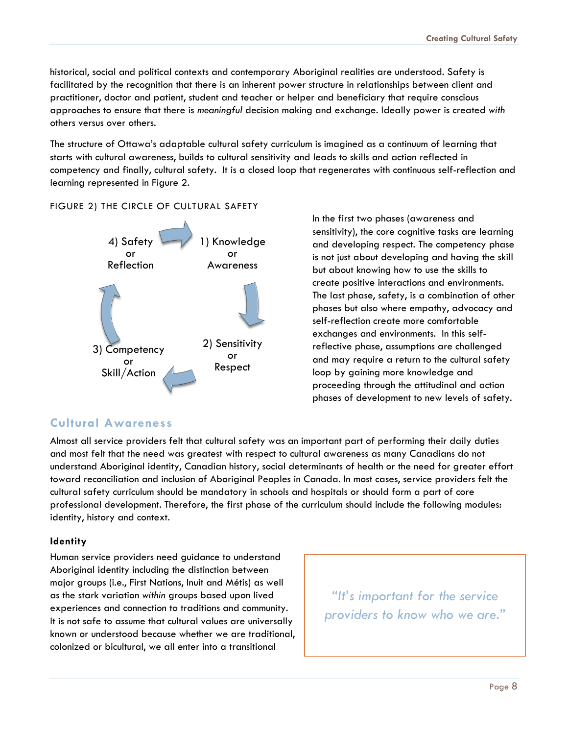historical, social and political contexts and contemporary Aboriginal realities are understood. Safety is facilitated by the recognition that there is an inherent power structure in relationships between client and practitioner, doctor and patient, student and teacher or helper and beneficiary that require conscious approaches to ensure that there is *meaningful* decision making and exchange. Ideally power is created *with* others versus over others.

The structure of Ottawa's adaptable cultural safety curriculum is imagined as a continuum of learning that starts with cultural awareness, builds to cultural sensitivity and leads to skills and action reflected in competency and finally, cultural safety. It is a closed loop that regenerates with continuous self-reflection and learning represented in Figure 2.

FIGURE 2) THE CIRCLE OF CULTURAL SAFETY

1) Knowledge or Awareness → 2) Sensitivity or Respect → 3) Competency or Skill/Action → 4) Safety or Reflection → 1) Knowledge or Awareness

In the first two phases (awareness and sensitivity), the core cognitive tasks are learning and developing respect. The competency phase is not just about developing and having the skill but about knowing how to use the skills to create positive interactions and environments. The last phase, safety, is a combination of other phases but also where empathy, advocacy and self-reflection create more comfortable exchanges and environments. In this self-reflective phase, assumptions are challenged and may require a return to the cultural safety loop by gaining more knowledge and proceeding through the attitudinal and action phases of development to new levels of safety.

## Cultural Awareness

Almost all service providers felt that cultural safety was an important part of performing their daily duties and most felt that the need was greatest with respect to cultural awareness as many Canadians do not understand Aboriginal identity, Canadian history, social determinants of health or the need for greater effort toward reconciliation and inclusion of Aboriginal Peoples in Canada. In most cases, service providers felt the cultural safety curriculum should be mandatory in schools and hospitals or should form a part of core professional development. Therefore, the first phase of the curriculum should include the following modules: identity, history and context.

### Identity

Human service providers need guidance to understand Aboriginal identity including the distinction between major groups (i.e., First Nations, Inuit and Métis) as well as the stark variation *within* groups based upon lived experiences and connection to traditions and community. It is not safe to assume that cultural values are universally known or understood because whether we are traditional, colonized or bicultural, we all enter into a transitional

> *"It's important for the service providers to know who we are."*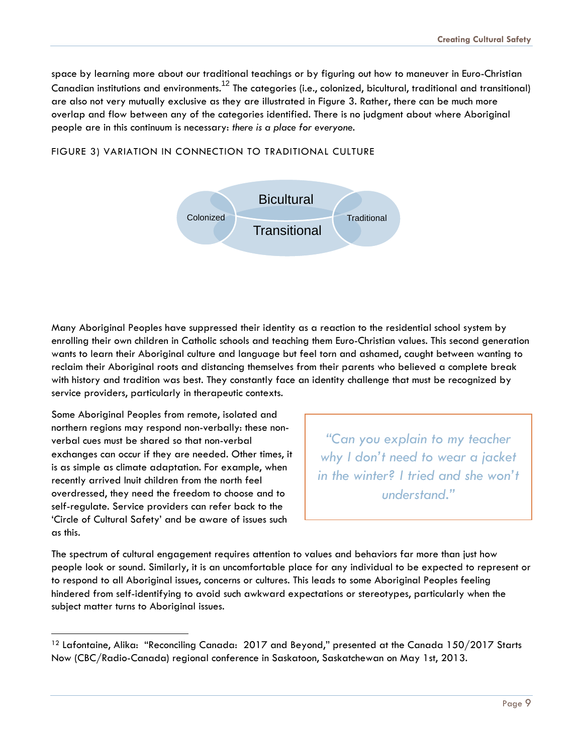space by learning more about our traditional teachings or by figuring out how to maneuver in Euro-Christian Canadian institutions and environments.[12] The categories (i.e., colonized, bicultural, traditional and transitional) are also not very mutually exclusive as they are illustrated in Figure 3. Rather, there can be much more overlap and flow between any of the categories identified. There is no judgment about where Aboriginal people are in this continuum is necessary: *there is a place for everyone.*

FIGURE 3) VARIATION IN CONNECTION TO TRADITIONAL CULTURE

Colonized | Bicultural | Transitional | Traditional

Many Aboriginal Peoples have suppressed their identity as a reaction to the residential school system by enrolling their own children in Catholic schools and teaching them Euro-Christian values. This second generation wants to learn their Aboriginal culture and language but feel torn and ashamed, caught between wanting to reclaim their Aboriginal roots and distancing themselves from their parents who believed a complete break with history and tradition was best. They constantly face an identity challenge that must be recognized by service providers, particularly in therapeutic contexts.

Some Aboriginal Peoples from remote, isolated and northern regions may respond non-verbally: these non-verbal cues must be shared so that non-verbal exchanges can occur if they are needed. Other times, it is as simple as climate adaptation. For example, when recently arrived Inuit children from the north feel overdressed, they need the freedom to choose and to self-regulate. Service providers can refer back to the 'Circle of Cultural Safety' and be aware of issues such as this.

> *"Can you explain to my teacher why I don't need to wear a jacket in the winter? I tried and she won't understand."*

The spectrum of cultural engagement requires attention to values and behaviors far more than just how people look or sound. Similarly, it is an uncomfortable place for any individual to be expected to represent or to respond to all Aboriginal issues, concerns or cultures. This leads to some Aboriginal Peoples feeling hindered from self-identifying to avoid such awkward expectations or stereotypes, particularly when the subject matter turns to Aboriginal issues.

---

[12] Lafontaine, Alika: "Reconciling Canada: 2017 and Beyond," presented at the Canada 150/2017 Starts Now (CBC/Radio-Canada) regional conference in Saskatoon, Saskatchewan on May 1st, 2013.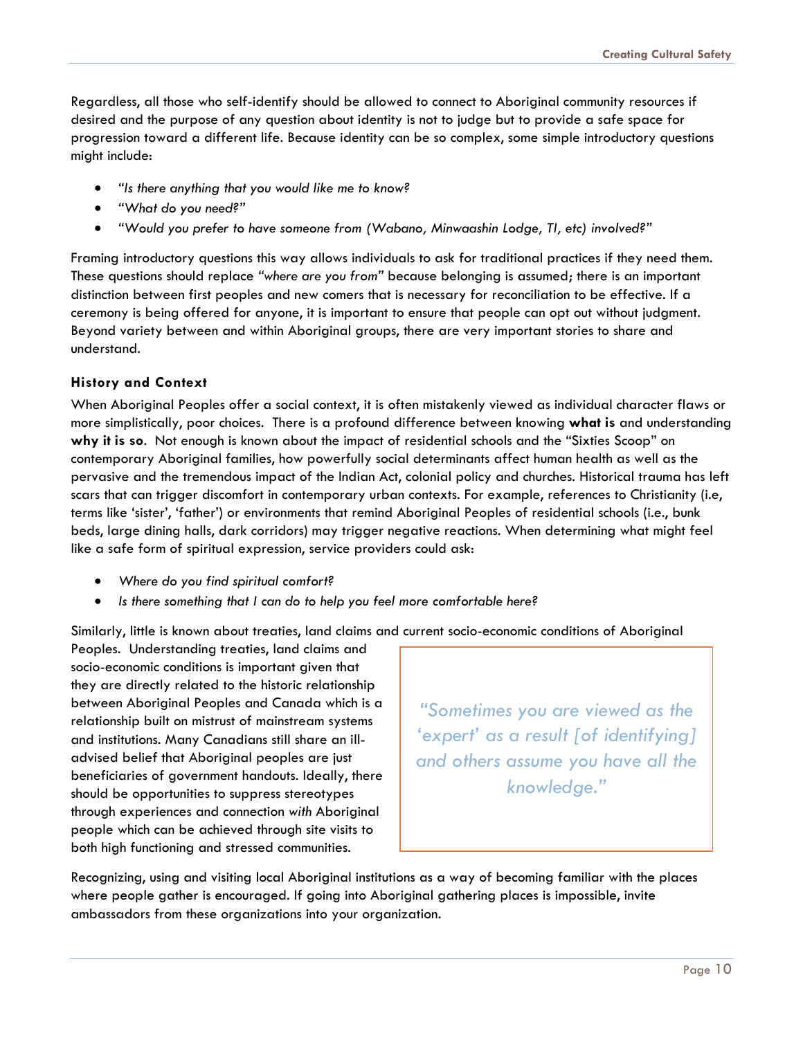Regardless, all those who self-identify should be allowed to connect to Aboriginal community resources if desired and the purpose of any question about identity is not to judge but to provide a safe space for progression toward a different life. Because identity can be so complex, some simple introductory questions might include:

- *"Is there anything that you would like me to know?*
- *"What do you need?"*
- *"Would you prefer to have someone from (Wabano, Minwaashin Lodge, TI, etc) involved?"*

Framing introductory questions this way allows individuals to ask for traditional practices if they need them. These questions should replace *"where are you from"* because belonging is assumed; there is an important distinction between first peoples and new comers that is necessary for reconciliation to be effective. If a ceremony is being offered for anyone, it is important to ensure that people can opt out without judgment. Beyond variety between and within Aboriginal groups, there are very important stories to share and understand.

### History and Context

When Aboriginal Peoples offer a social context, it is often mistakenly viewed as individual character flaws or more simplistically, poor choices. There is a profound difference between knowing **what is** and understanding **why it is so**. Not enough is known about the impact of residential schools and the "Sixties Scoop" on contemporary Aboriginal families, how powerfully social determinants affect human health as well as the pervasive and the tremendous impact of the Indian Act, colonial policy and churches. Historical trauma has left scars that can trigger discomfort in contemporary urban contexts. For example, references to Christianity (i.e, terms like 'sister', 'father') or environments that remind Aboriginal Peoples of residential schools (i.e., bunk beds, large dining halls, dark corridors) may trigger negative reactions. When determining what might feel like a safe form of spiritual expression, service providers could ask:

- *Where do you find spiritual comfort?*
- *Is there something that I can do to help you feel more comfortable here?*

Similarly, little is known about treaties, land claims and current socio-economic conditions of Aboriginal Peoples. Understanding treaties, land claims and socio-economic conditions is important given that they are directly related to the historic relationship between Aboriginal Peoples and Canada which is a relationship built on mistrust of mainstream systems and institutions. Many Canadians still share an ill-advised belief that Aboriginal peoples are just beneficiaries of government handouts. Ideally, there should be opportunities to suppress stereotypes through experiences and connection *with* Aboriginal people which can be achieved through site visits to both high functioning and stressed communities.

> *"Sometimes you are viewed as the 'expert' as a result [of identifying] and others assume you have all the knowledge."*

Recognizing, using and visiting local Aboriginal institutions as a way of becoming familiar with the places where people gather is encouraged. If going into Aboriginal gathering places is impossible, invite ambassadors from these organizations into your organization.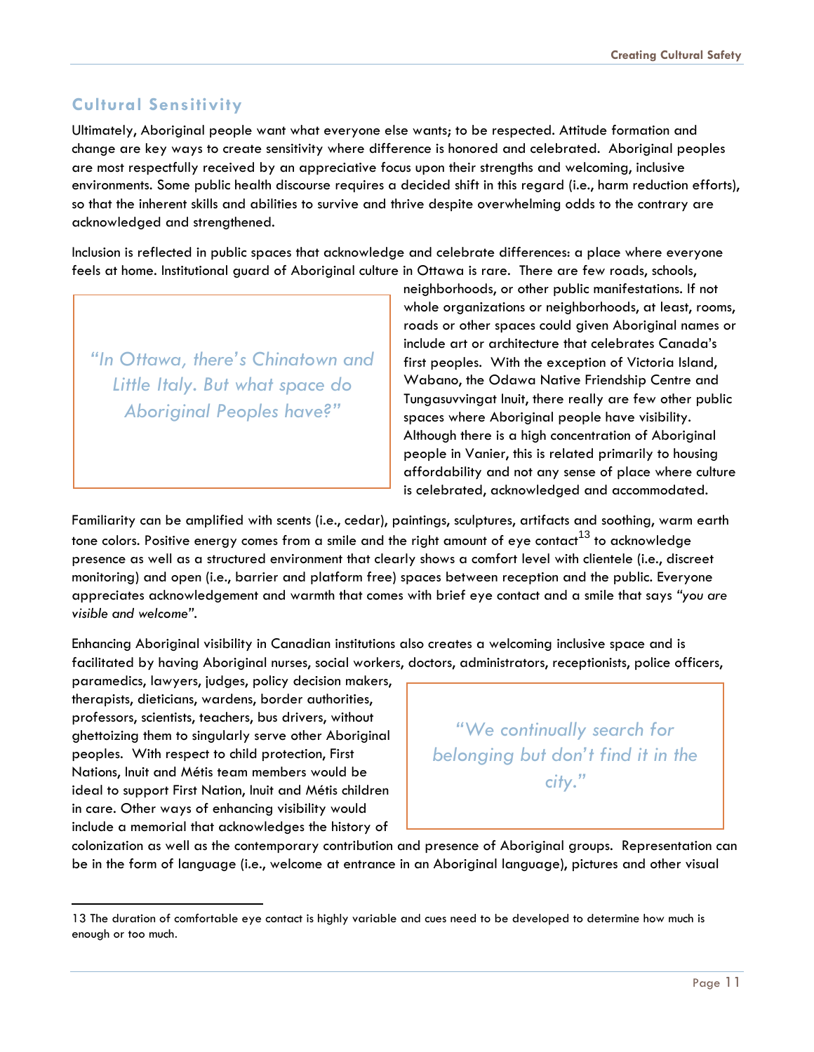## Cultural Sensitivity

Ultimately, Aboriginal people want what everyone else wants; to be respected. Attitude formation and change are key ways to create sensitivity where difference is honored and celebrated. Aboriginal peoples are most respectfully received by an appreciative focus upon their strengths and welcoming, inclusive environments. Some public health discourse requires a decided shift in this regard (i.e., harm reduction efforts), so that the inherent skills and abilities to survive and thrive despite overwhelming odds to the contrary are acknowledged and strengthened.

Inclusion is reflected in public spaces that acknowledge and celebrate differences: a place where everyone feels at home. Institutional guard of Aboriginal culture in Ottawa is rare. There are few roads, schools, neighborhoods, or other public manifestations. If not whole organizations or neighborhoods, at least, rooms, roads or other spaces could given Aboriginal names or include art or architecture that celebrates Canada's first peoples. With the exception of Victoria Island, Wabano, the Odawa Native Friendship Centre and Tungasuvvingat Inuit, there really are few other public spaces where Aboriginal people have visibility. Although there is a high concentration of Aboriginal people in Vanier, this is related primarily to housing affordability and not any sense of place where culture is celebrated, acknowledged and accommodated.

> *"In Ottawa, there's Chinatown and Little Italy. But what space do Aboriginal Peoples have?"*

Familiarity can be amplified with scents (i.e., cedar), paintings, sculptures, artifacts and soothing, warm earth tone colors. Positive energy comes from a smile and the right amount of eye contact[13] to acknowledge presence as well as a structured environment that clearly shows a comfort level with clientele (i.e., discreet monitoring) and open (i.e., barrier and platform free) spaces between reception and the public. Everyone appreciates acknowledgement and warmth that comes with brief eye contact and a smile that says *"you are visible and welcome"*.

Enhancing Aboriginal visibility in Canadian institutions also creates a welcoming inclusive space and is facilitated by having Aboriginal nurses, social workers, doctors, administrators, receptionists, police officers, paramedics, lawyers, judges, policy decision makers, therapists, dieticians, wardens, border authorities, professors, scientists, teachers, bus drivers, without ghettoizing them to singularly serve other Aboriginal peoples. With respect to child protection, First Nations, Inuit and Métis team members would be ideal to support First Nation, Inuit and Métis children in care. Other ways of enhancing visibility would include a memorial that acknowledges the history of colonization as well as the contemporary contribution and presence of Aboriginal groups. Representation can be in the form of language (i.e., welcome at entrance in an Aboriginal language), pictures and other visual

> *"We continually search for belonging but don't find it in the city."*

---

13 The duration of comfortable eye contact is highly variable and cues need to be developed to determine how much is enough or too much.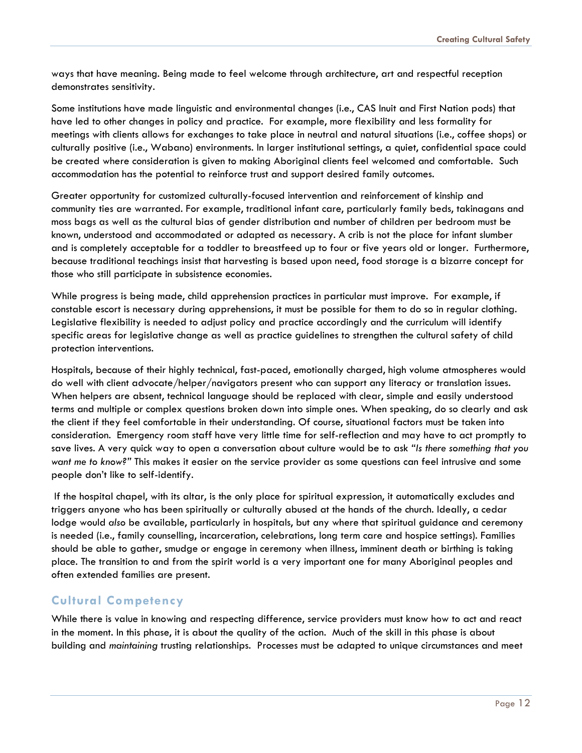ways that have meaning. Being made to feel welcome through architecture, art and respectful reception demonstrates sensitivity.

Some institutions have made linguistic and environmental changes (i.e., CAS Inuit and First Nation pods) that have led to other changes in policy and practice. For example, more flexibility and less formality for meetings with clients allows for exchanges to take place in neutral and natural situations (i.e., coffee shops) or culturally positive (i.e., Wabano) environments. In larger institutional settings, a quiet, confidential space could be created where consideration is given to making Aboriginal clients feel welcomed and comfortable. Such accommodation has the potential to reinforce trust and support desired family outcomes.

Greater opportunity for customized culturally-focused intervention and reinforcement of kinship and community ties are warranted. For example, traditional infant care, particularly family beds, takinagans and moss bags as well as the cultural bias of gender distribution and number of children per bedroom must be known, understood and accommodated or adapted as necessary. A crib is not the place for infant slumber and is completely acceptable for a toddler to breastfeed up to four or five years old or longer. Furthermore, because traditional teachings insist that harvesting is based upon need, food storage is a bizarre concept for those who still participate in subsistence economies.

While progress is being made, child apprehension practices in particular must improve. For example, if constable escort is necessary during apprehensions, it must be possible for them to do so in regular clothing. Legislative flexibility is needed to adjust policy and practice accordingly and the curriculum will identify specific areas for legislative change as well as practice guidelines to strengthen the cultural safety of child protection interventions.

Hospitals, because of their highly technical, fast-paced, emotionally charged, high volume atmospheres would do well with client advocate/helper/navigators present who can support any literacy or translation issues. When helpers are absent, technical language should be replaced with clear, simple and easily understood terms and multiple or complex questions broken down into simple ones. When speaking, do so clearly and ask the client if they feel comfortable in their understanding. Of course, situational factors must be taken into consideration. Emergency room staff have very little time for self-reflection and may have to act promptly to save lives. A very quick way to open a conversation about culture would be to ask *"Is there something that you want me to know?"* This makes it easier on the service provider as some questions can feel intrusive and some people don't like to self-identify.

If the hospital chapel, with its altar, is the only place for spiritual expression, it automatically excludes and triggers anyone who has been spiritually or culturally abused at the hands of the church. Ideally, a cedar lodge would *also* be available, particularly in hospitals, but any where that spiritual guidance and ceremony is needed (i.e., family counselling, incarceration, celebrations, long term care and hospice settings). Families should be able to gather, smudge or engage in ceremony when illness, imminent death or birthing is taking place. The transition to and from the spirit world is a very important one for many Aboriginal peoples and often extended families are present.

## Cultural Competency

While there is value in knowing and respecting difference, service providers must know how to act and react in the moment. In this phase, it is about the quality of the action. Much of the skill in this phase is about building and *maintaining* trusting relationships. Processes must be adapted to unique circumstances and meet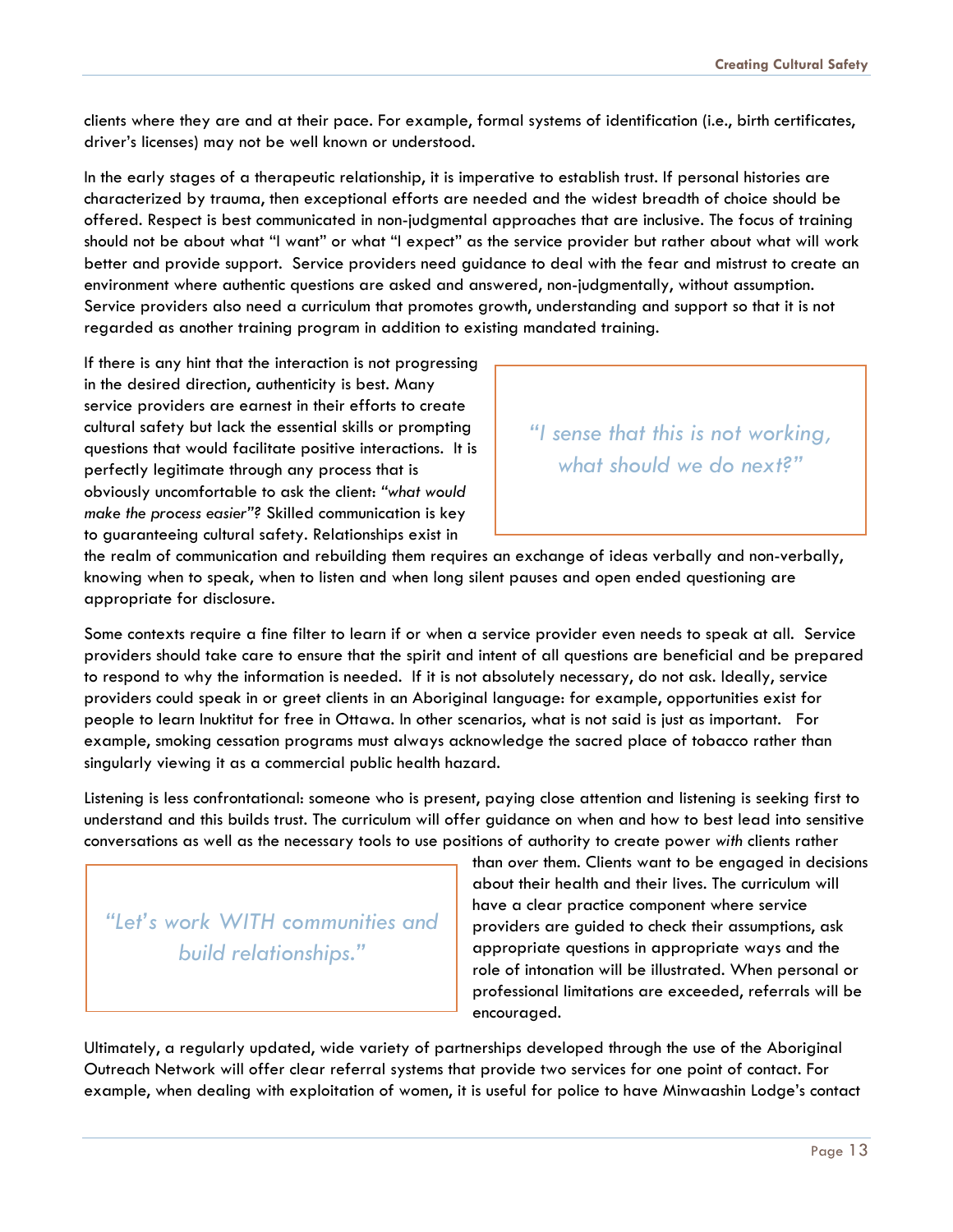clients where they are and at their pace. For example, formal systems of identification (i.e., birth certificates, driver's licenses) may not be well known or understood.

In the early stages of a therapeutic relationship, it is imperative to establish trust. If personal histories are characterized by trauma, then exceptional efforts are needed and the widest breadth of choice should be offered. Respect is best communicated in non-judgmental approaches that are inclusive. The focus of training should not be about what "I want" or what "I expect" as the service provider but rather about what will work better and provide support. Service providers need guidance to deal with the fear and mistrust to create an environment where authentic questions are asked and answered, non-judgmentally, without assumption. Service providers also need a curriculum that promotes growth, understanding and support so that it is not regarded as another training program in addition to existing mandated training.

> *"I sense that this is not working, what should we do next?"*

If there is any hint that the interaction is not progressing in the desired direction, authenticity is best. Many service providers are earnest in their efforts to create cultural safety but lack the essential skills or prompting questions that would facilitate positive interactions. It is perfectly legitimate through any process that is obviously uncomfortable to ask the client: *"what would make the process easier"?* Skilled communication is key to guaranteeing cultural safety. Relationships exist in the realm of communication and rebuilding them requires an exchange of ideas verbally and non-verbally, knowing when to speak, when to listen and when long silent pauses and open ended questioning are appropriate for disclosure.

Some contexts require a fine filter to learn if or when a service provider even needs to speak at all. Service providers should take care to ensure that the spirit and intent of all questions are beneficial and be prepared to respond to why the information is needed. If it is not absolutely necessary, do not ask. Ideally, service providers could speak in or greet clients in an Aboriginal language: for example, opportunities exist for people to learn Inuktitut for free in Ottawa. In other scenarios, what is not said is just as important. For example, smoking cessation programs must always acknowledge the sacred place of tobacco rather than singularly viewing it as a commercial public health hazard.

Listening is less confrontational: someone who is present, paying close attention and listening is seeking first to understand and this builds trust. The curriculum will offer guidance on when and how to best lead into sensitive conversations as well as the necessary tools to use positions of authority to create power *with* clients rather than *over* them. Clients want to be engaged in decisions about their health and their lives. The curriculum will have a clear practice component where service providers are guided to check their assumptions, ask appropriate questions in appropriate ways and the role of intonation will be illustrated. When personal or professional limitations are exceeded, referrals will be encouraged.

> *"Let's work WITH communities and build relationships."*

Ultimately, a regularly updated, wide variety of partnerships developed through the use of the Aboriginal Outreach Network will offer clear referral systems that provide two services for one point of contact. For example, when dealing with exploitation of women, it is useful for police to have Minwaashin Lodge's contact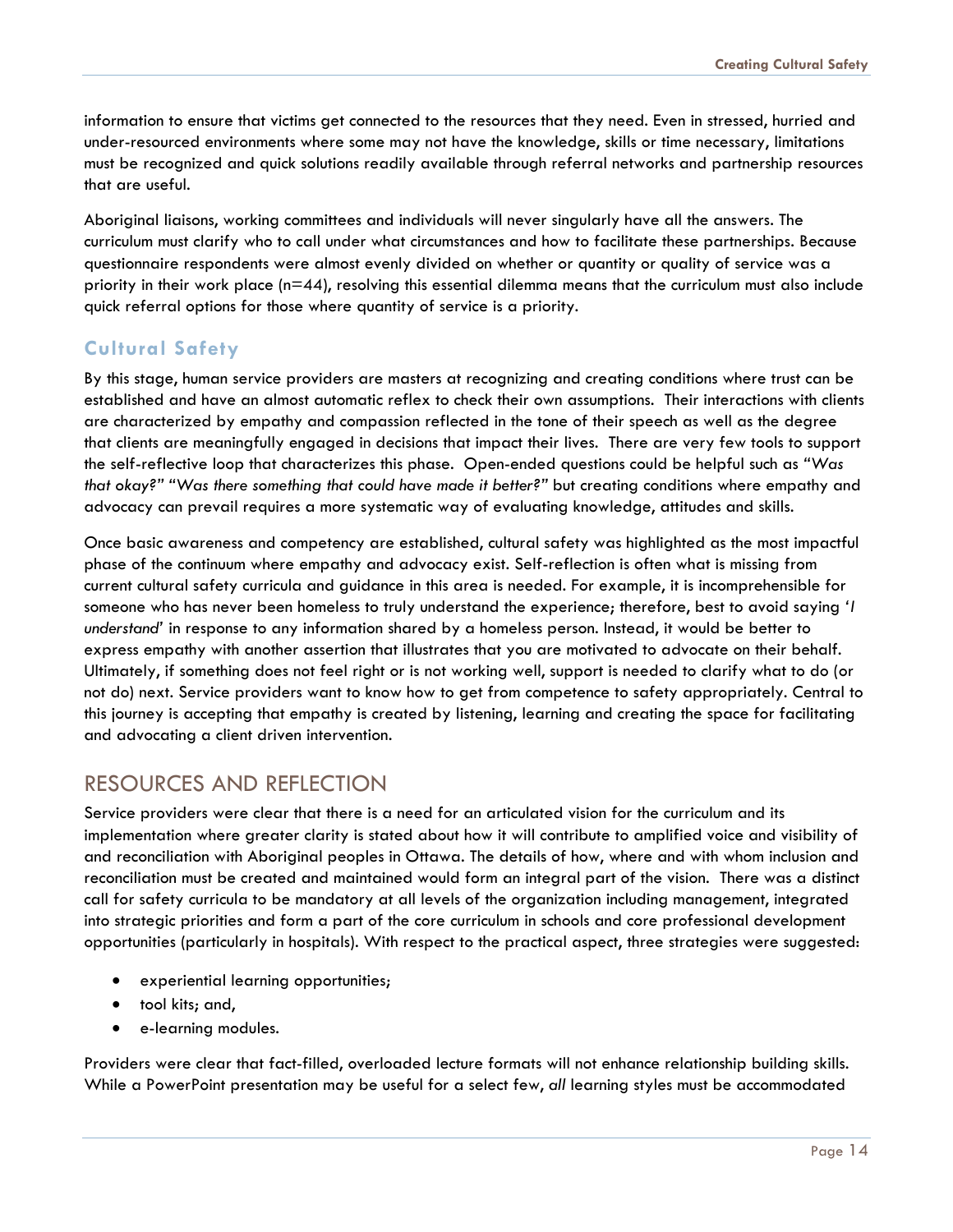information to ensure that victims get connected to the resources that they need. Even in stressed, hurried and under-resourced environments where some may not have the knowledge, skills or time necessary, limitations must be recognized and quick solutions readily available through referral networks and partnership resources that are useful.

Aboriginal liaisons, working committees and individuals will never singularly have all the answers. The curriculum must clarify who to call under what circumstances and how to facilitate these partnerships. Because questionnaire respondents were almost evenly divided on whether or quantity or quality of service was a priority in their work place (n=44), resolving this essential dilemma means that the curriculum must also include quick referral options for those where quantity of service is a priority.

### Cultural Safety

By this stage, human service providers are masters at recognizing and creating conditions where trust can be established and have an almost automatic reflex to check their own assumptions. Their interactions with clients are characterized by empathy and compassion reflected in the tone of their speech as well as the degree that clients are meaningfully engaged in decisions that impact their lives. There are very few tools to support the self-reflective loop that characterizes this phase. Open-ended questions could be helpful such as "*Was that okay?*" "*Was there something that could have made it better?*" but creating conditions where empathy and advocacy can prevail requires a more systematic way of evaluating knowledge, attitudes and skills.

Once basic awareness and competency are established, cultural safety was highlighted as the most impactful phase of the continuum where empathy and advocacy exist. Self-reflection is often what is missing from current cultural safety curricula and guidance in this area is needed. For example, it is incomprehensible for someone who has never been homeless to truly understand the experience; therefore, best to avoid saying '*I understand*' in response to any information shared by a homeless person. Instead, it would be better to express empathy with another assertion that illustrates that you are motivated to advocate on their behalf. Ultimately, if something does not feel right or is not working well, support is needed to clarify what to do (or not do) next. Service providers want to know how to get from competence to safety appropriately. Central to this journey is accepting that empathy is created by listening, learning and creating the space for facilitating and advocating a client driven intervention.

## RESOURCES AND REFLECTION

Service providers were clear that there is a need for an articulated vision for the curriculum and its implementation where greater clarity is stated about how it will contribute to amplified voice and visibility of and reconciliation with Aboriginal peoples in Ottawa. The details of how, where and with whom inclusion and reconciliation must be created and maintained would form an integral part of the vision. There was a distinct call for safety curricula to be mandatory at all levels of the organization including management, integrated into strategic priorities and form a part of the core curriculum in schools and core professional development opportunities (particularly in hospitals). With respect to the practical aspect, three strategies were suggested:

- experiential learning opportunities;
- tool kits; and,
- e-learning modules.

Providers were clear that fact-filled, overloaded lecture formats will not enhance relationship building skills. While a PowerPoint presentation may be useful for a select few, *all* learning styles must be accommodated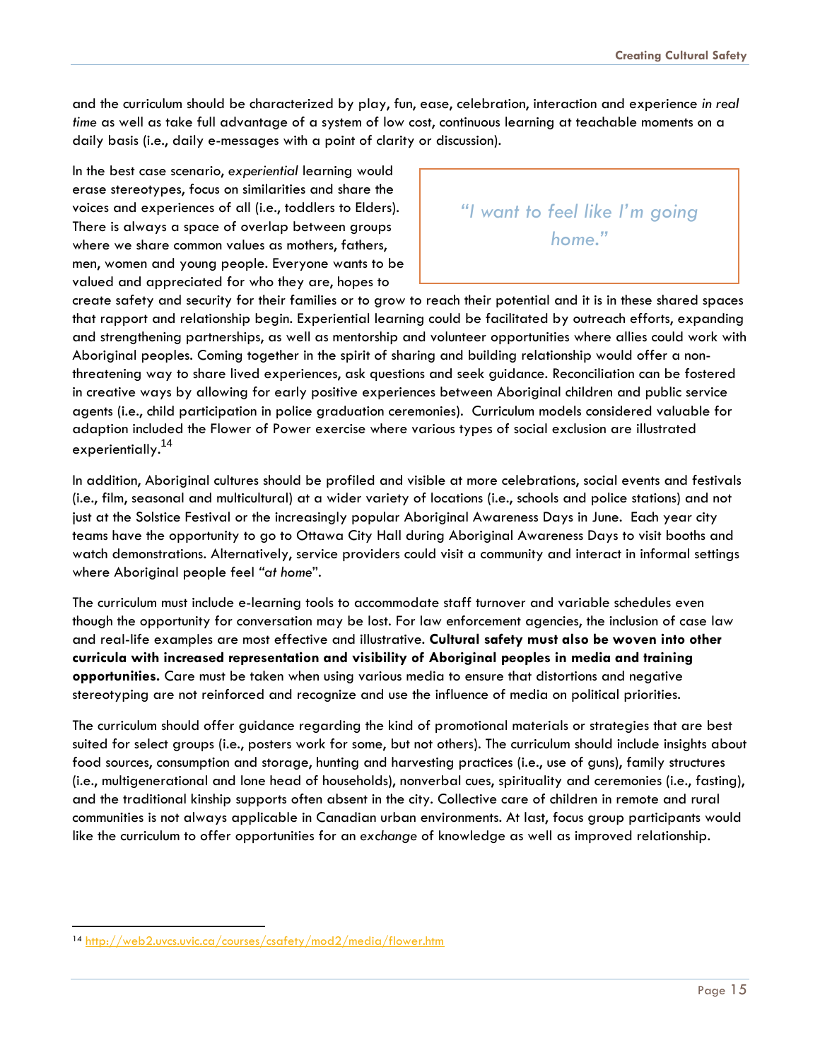and the curriculum should be characterized by play, fun, ease, celebration, interaction and experience *in real time* as well as take full advantage of a system of low cost, continuous learning at teachable moments on a daily basis (i.e., daily e-messages with a point of clarity or discussion).

> *"I want to feel like I'm going home."*

In the best case scenario, *experiential* learning would erase stereotypes, focus on similarities and share the voices and experiences of all (i.e., toddlers to Elders). There is always a space of overlap between groups where we share common values as mothers, fathers, men, women and young people. Everyone wants to be valued and appreciated for who they are, hopes to create safety and security for their families or to grow to reach their potential and it is in these shared spaces that rapport and relationship begin. Experiential learning could be facilitated by outreach efforts, expanding and strengthening partnerships, as well as mentorship and volunteer opportunities where allies could work with Aboriginal peoples. Coming together in the spirit of sharing and building relationship would offer a non-threatening way to share lived experiences, ask questions and seek guidance. Reconciliation can be fostered in creative ways by allowing for early positive experiences between Aboriginal children and public service agents (i.e., child participation in police graduation ceremonies). Curriculum models considered valuable for adaption included the Flower of Power exercise where various types of social exclusion are illustrated experientially.[14]

In addition, Aboriginal cultures should be profiled and visible at more celebrations, social events and festivals (i.e., film, seasonal and multicultural) at a wider variety of locations (i.e., schools and police stations) and not just at the Solstice Festival or the increasingly popular Aboriginal Awareness Days in June. Each year city teams have the opportunity to go to Ottawa City Hall during Aboriginal Awareness Days to visit booths and watch demonstrations. Alternatively, service providers could visit a community and interact in informal settings where Aboriginal people feel "*at home*".

The curriculum must include e-learning tools to accommodate staff turnover and variable schedules even though the opportunity for conversation may be lost. For law enforcement agencies, the inclusion of case law and real-life examples are most effective and illustrative. **Cultural safety must also be woven into other curricula with increased representation and visibility of Aboriginal peoples in media and training opportunities.** Care must be taken when using various media to ensure that distortions and negative stereotyping are not reinforced and recognize and use the influence of media on political priorities.

The curriculum should offer guidance regarding the kind of promotional materials or strategies that are best suited for select groups (i.e., posters work for some, but not others). The curriculum should include insights about food sources, consumption and storage, hunting and harvesting practices (i.e., use of guns), family structures (i.e., multigenerational and lone head of households), nonverbal cues, spirituality and ceremonies (i.e., fasting), and the traditional kinship supports often absent in the city. Collective care of children in remote and rural communities is not always applicable in Canadian urban environments. At last, focus group participants would like the curriculum to offer opportunities for an *exchange* of knowledge as well as improved relationship.

---

[14] http://web2.uvcs.uvic.ca/courses/csafety/mod2/media/flower.htm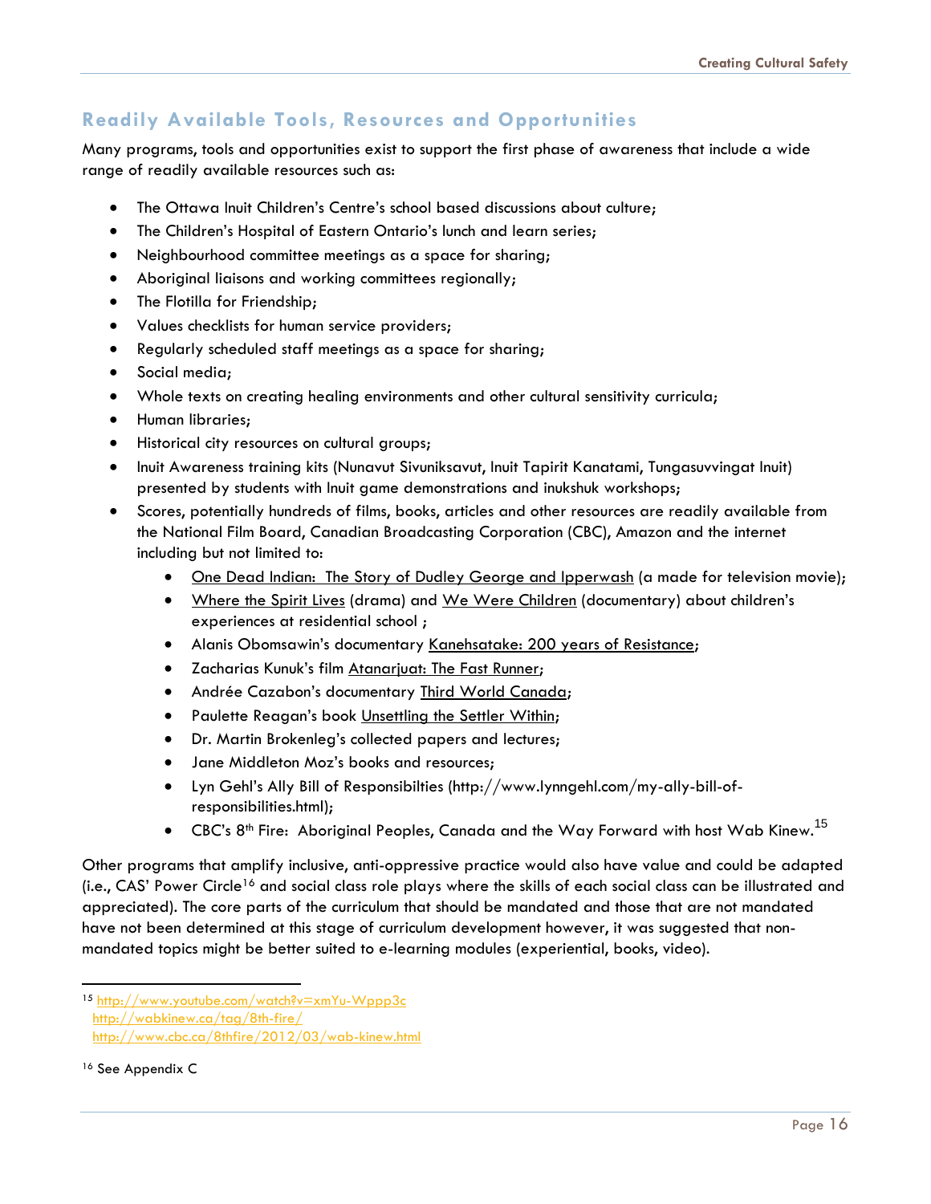## Readily Available Tools, Resources and Opportunities

Many programs, tools and opportunities exist to support the first phase of awareness that include a wide range of readily available resources such as:

- The Ottawa Inuit Children's Centre's school based discussions about culture;
- The Children's Hospital of Eastern Ontario's lunch and learn series;
- Neighbourhood committee meetings as a space for sharing;
- Aboriginal liaisons and working committees regionally;
- The Flotilla for Friendship;
- Values checklists for human service providers;
- Regularly scheduled staff meetings as a space for sharing;
- Social media;
- Whole texts on creating healing environments and other cultural sensitivity curricula;
- Human libraries;
- Historical city resources on cultural groups;
- Inuit Awareness training kits (Nunavut Sivuniksavut, Inuit Tapirit Kanatami, Tungasuvvingat Inuit) presented by students with Inuit game demonstrations and inukshuk workshops;
- Scores, potentially hundreds of films, books, articles and other resources are readily available from the National Film Board, Canadian Broadcasting Corporation (CBC), Amazon and the internet including but not limited to:
  - One Dead Indian: The Story of Dudley George and Ipperwash (a made for television movie);
  - Where the Spirit Lives (drama) and We Were Children (documentary) about children's experiences at residential school ;
  - Alanis Obomsawin's documentary Kanehsatake: 200 years of Resistance;
  - Zacharias Kunuk's film Atanarjuat: The Fast Runner;
  - Andrée Cazabon's documentary Third World Canada;
  - Paulette Reagan's book Unsettling the Settler Within;
  - Dr. Martin Brokenleg's collected papers and lectures;
  - Jane Middleton Moz's books and resources;
  - Lyn Gehl's Ally Bill of Responsibilties (http://www.lynngehl.com/my-ally-bill-of-responsibilities.html);
  - CBC's 8th Fire: Aboriginal Peoples, Canada and the Way Forward with host Wab Kinew.[15]

Other programs that amplify inclusive, anti-oppressive practice would also have value and could be adapted (i.e., CAS' Power Circle[16] and social class role plays where the skills of each social class can be illustrated and appreciated). The core parts of the curriculum that should be mandated and those that are not mandated have not been determined at this stage of curriculum development however, it was suggested that non-mandated topics might be better suited to e-learning modules (experiential, books, video).

---

[15] http://www.youtube.com/watch?v=xmYu-Wppp3c
http://wabkinew.ca/tag/8th-fire/
http://www.cbc.ca/8thfire/2012/03/wab-kinew.html

[16] See Appendix C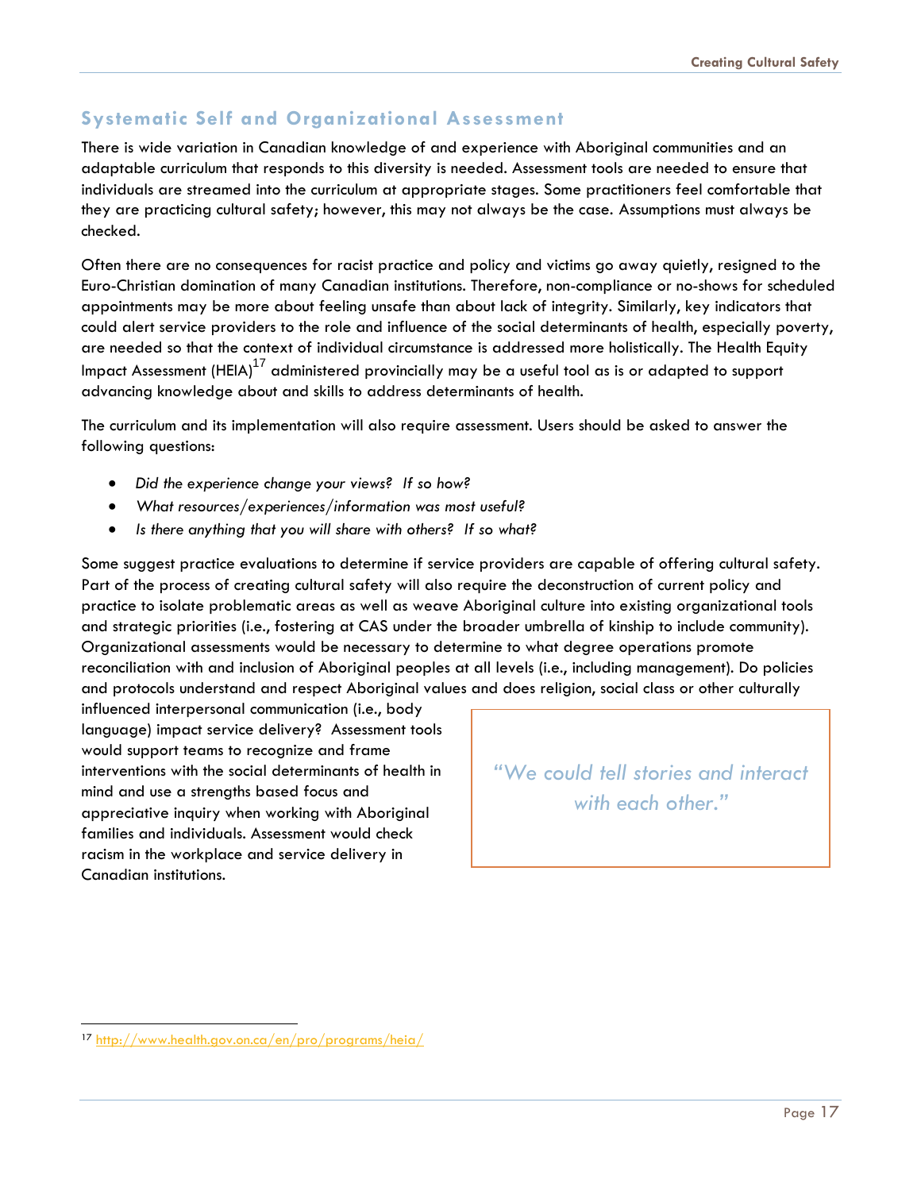## Systematic Self and Organizational Assessment

There is wide variation in Canadian knowledge of and experience with Aboriginal communities and an adaptable curriculum that responds to this diversity is needed. Assessment tools are needed to ensure that individuals are streamed into the curriculum at appropriate stages. Some practitioners feel comfortable that they are practicing cultural safety; however, this may not always be the case. Assumptions must always be checked.

Often there are no consequences for racist practice and policy and victims go away quietly, resigned to the Euro-Christian domination of many Canadian institutions. Therefore, non-compliance or no-shows for scheduled appointments may be more about feeling unsafe than about lack of integrity. Similarly, key indicators that could alert service providers to the role and influence of the social determinants of health, especially poverty, are needed so that the context of individual circumstance is addressed more holistically. The Health Equity Impact Assessment (HEIA)[17] administered provincially may be a useful tool as is or adapted to support advancing knowledge about and skills to address determinants of health.

The curriculum and its implementation will also require assessment. Users should be asked to answer the following questions:

- *Did the experience change your views? If so how?*
- *What resources/experiences/information was most useful?*
- *Is there anything that you will share with others? If so what?*

Some suggest practice evaluations to determine if service providers are capable of offering cultural safety. Part of the process of creating cultural safety will also require the deconstruction of current policy and practice to isolate problematic areas as well as weave Aboriginal culture into existing organizational tools and strategic priorities (i.e., fostering at CAS under the broader umbrella of kinship to include community). Organizational assessments would be necessary to determine to what degree operations promote reconciliation with and inclusion of Aboriginal peoples at all levels (i.e., including management). Do policies and protocols understand and respect Aboriginal values and does religion, social class or other culturally influenced interpersonal communication (i.e., body language) impact service delivery? Assessment tools would support teams to recognize and frame interventions with the social determinants of health in mind and use a strengths based focus and appreciative inquiry when working with Aboriginal families and individuals. Assessment would check racism in the workplace and service delivery in Canadian institutions.

> *"We could tell stories and interact with each other."*

[17] http://www.health.gov.on.ca/en/pro/programs/heia/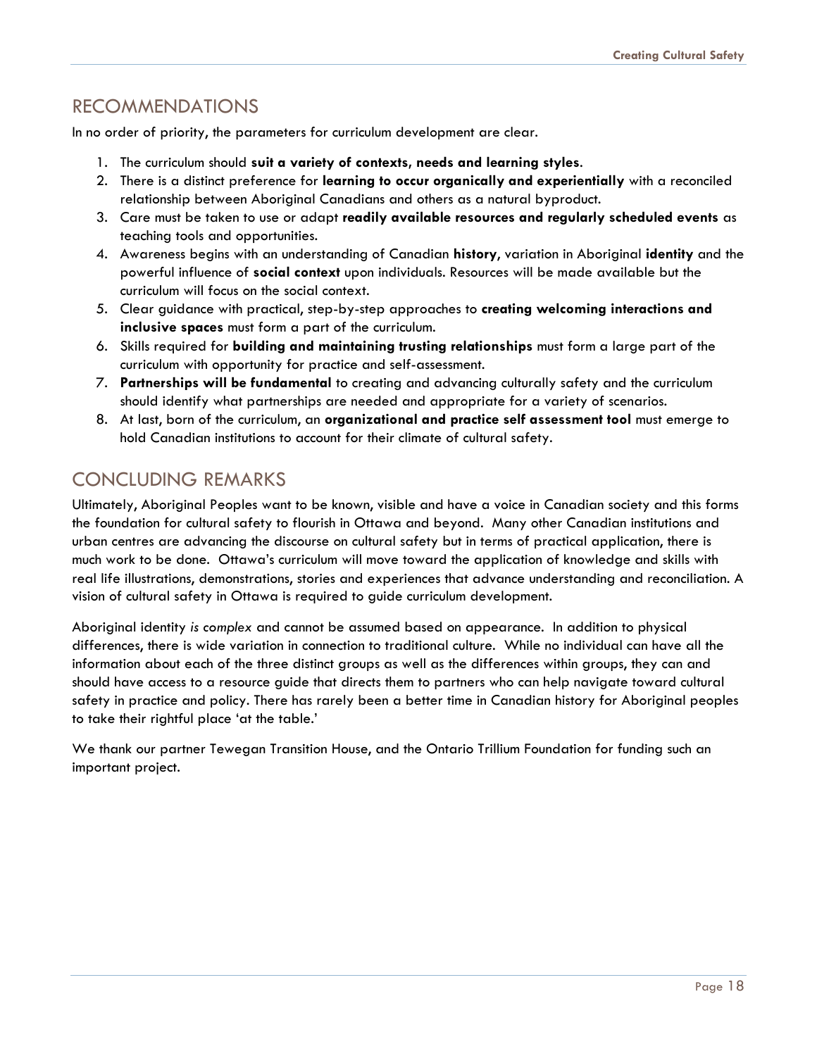## RECOMMENDATIONS

In no order of priority, the parameters for curriculum development are clear.

1. The curriculum should **suit a variety of contexts, needs and learning styles**.
2. There is a distinct preference for **learning to occur organically and experientially** with a reconciled relationship between Aboriginal Canadians and others as a natural byproduct.
3. Care must be taken to use or adapt **readily available resources and regularly scheduled events** as teaching tools and opportunities.
4. Awareness begins with an understanding of Canadian **history**, variation in Aboriginal **identity** and the powerful influence of **social context** upon individuals. Resources will be made available but the curriculum will focus on the social context.
5. Clear guidance with practical, step-by-step approaches to **creating welcoming interactions and inclusive spaces** must form a part of the curriculum.
6. Skills required for **building and maintaining trusting relationships** must form a large part of the curriculum with opportunity for practice and self-assessment.
7. **Partnerships will be fundamental** to creating and advancing culturally safety and the curriculum should identify what partnerships are needed and appropriate for a variety of scenarios.
8. At last, born of the curriculum, an **organizational and practice self assessment tool** must emerge to hold Canadian institutions to account for their climate of cultural safety.

## CONCLUDING REMARKS

Ultimately, Aboriginal Peoples want to be known, visible and have a voice in Canadian society and this forms the foundation for cultural safety to flourish in Ottawa and beyond. Many other Canadian institutions and urban centres are advancing the discourse on cultural safety but in terms of practical application, there is much work to be done. Ottawa's curriculum will move toward the application of knowledge and skills with real life illustrations, demonstrations, stories and experiences that advance understanding and reconciliation. A vision of cultural safety in Ottawa is required to guide curriculum development.

Aboriginal identity *is complex* and cannot be assumed based on appearance. In addition to physical differences, there is wide variation in connection to traditional culture. While no individual can have all the information about each of the three distinct groups as well as the differences within groups, they can and should have access to a resource guide that directs them to partners who can help navigate toward cultural safety in practice and policy. There has rarely been a better time in Canadian history for Aboriginal peoples to take their rightful place 'at the table.'

We thank our partner Tewegan Transition House, and the Ontario Trillium Foundation for funding such an important project.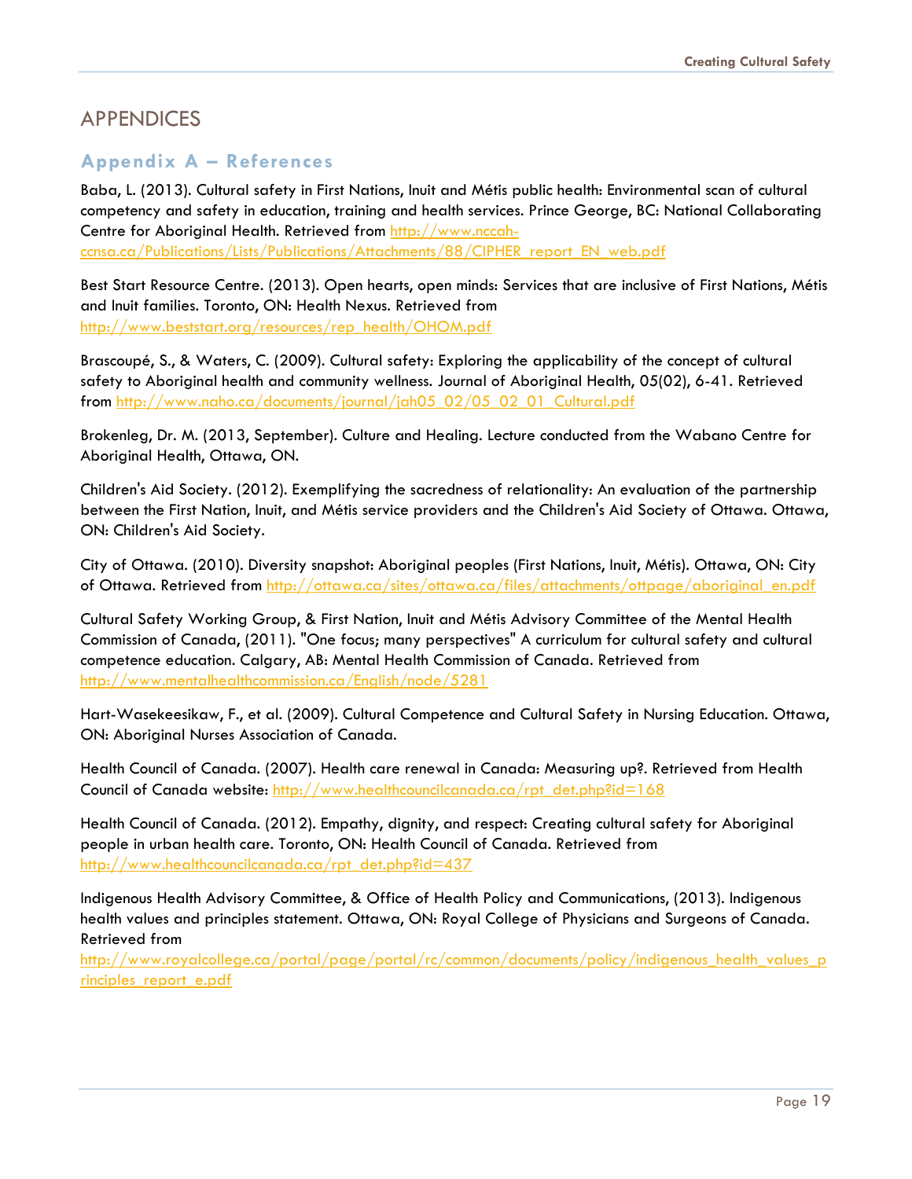# APPENDICES

## Appendix A – References

Baba, L. (2013). Cultural safety in First Nations, Inuit and Métis public health: Environmental scan of cultural competency and safety in education, training and health services. Prince George, BC: National Collaborating Centre for Aboriginal Health. Retrieved from http://www.nccah-ccnsa.ca/Publications/Lists/Publications/Attachments/88/CIPHER_report_EN_web.pdf

Best Start Resource Centre. (2013). Open hearts, open minds: Services that are inclusive of First Nations, Métis and Inuit families. Toronto, ON: Health Nexus. Retrieved from http://www.beststart.org/resources/rep_health/OHOM.pdf

Brascoupé, S., & Waters, C. (2009). Cultural safety: Exploring the applicability of the concept of cultural safety to Aboriginal health and community wellness. Journal of Aboriginal Health, 05(02), 6-41. Retrieved from http://www.naho.ca/documents/journal/jah05_02/05_02_01_Cultural.pdf

Brokenleg, Dr. M. (2013, September). Culture and Healing. Lecture conducted from the Wabano Centre for Aboriginal Health, Ottawa, ON.

Children's Aid Society. (2012). Exemplifying the sacredness of relationality: An evaluation of the partnership between the First Nation, Inuit, and Métis service providers and the Children's Aid Society of Ottawa. Ottawa, ON: Children's Aid Society.

City of Ottawa. (2010). Diversity snapshot: Aboriginal peoples (First Nations, Inuit, Métis). Ottawa, ON: City of Ottawa. Retrieved from http://ottawa.ca/sites/ottawa.ca/files/attachments/ottpage/aboriginal_en.pdf

Cultural Safety Working Group, & First Nation, Inuit and Métis Advisory Committee of the Mental Health Commission of Canada, (2011). "One focus; many perspectives" A curriculum for cultural safety and cultural competence education. Calgary, AB: Mental Health Commission of Canada. Retrieved from http://www.mentalhealthcommission.ca/English/node/5281

Hart-Wasekeesikaw, F., et al. (2009). Cultural Competence and Cultural Safety in Nursing Education. Ottawa, ON: Aboriginal Nurses Association of Canada.

Health Council of Canada. (2007). Health care renewal in Canada: Measuring up?. Retrieved from Health Council of Canada website: http://www.healthcouncilcanada.ca/rpt_det.php?id=168

Health Council of Canada. (2012). Empathy, dignity, and respect: Creating cultural safety for Aboriginal people in urban health care. Toronto, ON: Health Council of Canada. Retrieved from http://www.healthcouncilcanada.ca/rpt_det.php?id=437

Indigenous Health Advisory Committee, & Office of Health Policy and Communications, (2013). Indigenous health values and principles statement. Ottawa, ON: Royal College of Physicians and Surgeons of Canada. Retrieved from http://www.royalcollege.ca/portal/page/portal/rc/common/documents/policy/indigenous_health_values_principles_report_e.pdf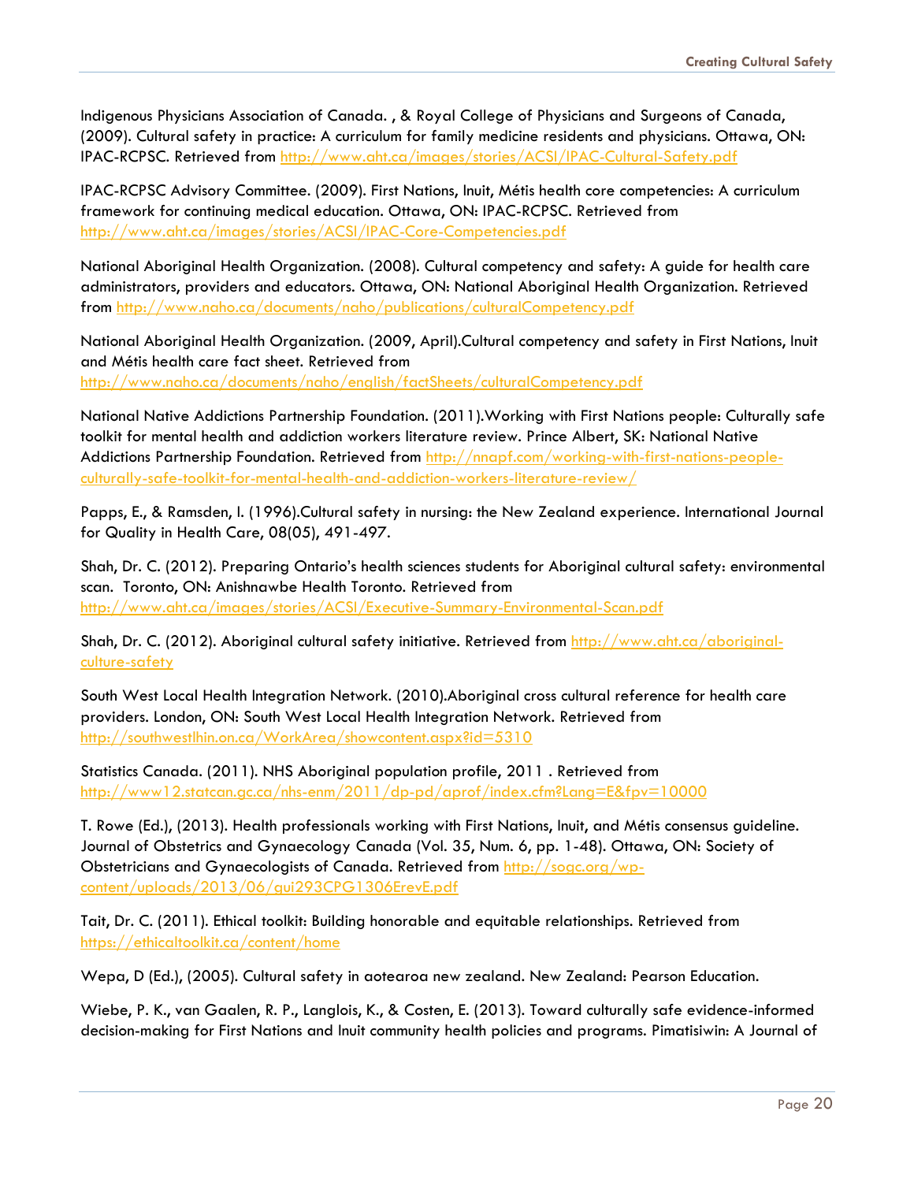Indigenous Physicians Association of Canada. , & Royal College of Physicians and Surgeons of Canada, (2009). Cultural safety in practice: A curriculum for family medicine residents and physicians. Ottawa, ON: IPAC-RCPSC. Retrieved from http://www.aht.ca/images/stories/ACSI/IPAC-Cultural-Safety.pdf

IPAC-RCPSC Advisory Committee. (2009). First Nations, Inuit, Métis health core competencies: A curriculum framework for continuing medical education. Ottawa, ON: IPAC-RCPSC. Retrieved from http://www.aht.ca/images/stories/ACSI/IPAC-Core-Competencies.pdf

National Aboriginal Health Organization. (2008). Cultural competency and safety: A guide for health care administrators, providers and educators. Ottawa, ON: National Aboriginal Health Organization. Retrieved from http://www.naho.ca/documents/naho/publications/culturalCompetency.pdf

National Aboriginal Health Organization. (2009, April).Cultural competency and safety in First Nations, Inuit and Métis health care fact sheet. Retrieved from http://www.naho.ca/documents/naho/english/factSheets/culturalCompetency.pdf

National Native Addictions Partnership Foundation. (2011).Working with First Nations people: Culturally safe toolkit for mental health and addiction workers literature review. Prince Albert, SK: National Native Addictions Partnership Foundation. Retrieved from http://nnapf.com/working-with-first-nations-people-culturally-safe-toolkit-for-mental-health-and-addiction-workers-literature-review/

Papps, E., & Ramsden, I. (1996).Cultural safety in nursing: the New Zealand experience. International Journal for Quality in Health Care, 08(05), 491-497.

Shah, Dr. C. (2012). Preparing Ontario's health sciences students for Aboriginal cultural safety: environmental scan. Toronto, ON: Anishnawbe Health Toronto. Retrieved from http://www.aht.ca/images/stories/ACSI/Executive-Summary-Environmental-Scan.pdf

Shah, Dr. C. (2012). Aboriginal cultural safety initiative. Retrieved from http://www.aht.ca/aboriginal-culture-safety

South West Local Health Integration Network. (2010).Aboriginal cross cultural reference for health care providers. London, ON: South West Local Health Integration Network. Retrieved from http://southwestlhin.on.ca/WorkArea/showcontent.aspx?id=5310

Statistics Canada. (2011). NHS Aboriginal population profile, 2011 . Retrieved from http://www12.statcan.gc.ca/nhs-enm/2011/dp-pd/aprof/index.cfm?Lang=E&fpv=10000

T. Rowe (Ed.), (2013). Health professionals working with First Nations, Inuit, and Métis consensus guideline. Journal of Obstetrics and Gynaecology Canada (Vol. 35, Num. 6, pp. 1-48). Ottawa, ON: Society of Obstetricians and Gynaecologists of Canada. Retrieved from http://sogc.org/wp-content/uploads/2013/06/gui293CPG1306ErevE.pdf

Tait, Dr. C. (2011). Ethical toolkit: Building honorable and equitable relationships. Retrieved from https://ethicaltoolkit.ca/content/home

Wepa, D (Ed.), (2005). Cultural safety in aotearoa new zealand. New Zealand: Pearson Education.

Wiebe, P. K., van Gaalen, R. P., Langlois, K., & Costen, E. (2013). Toward culturally safe evidence-informed decision-making for First Nations and Inuit community health policies and programs. Pimatisiwin: A Journal of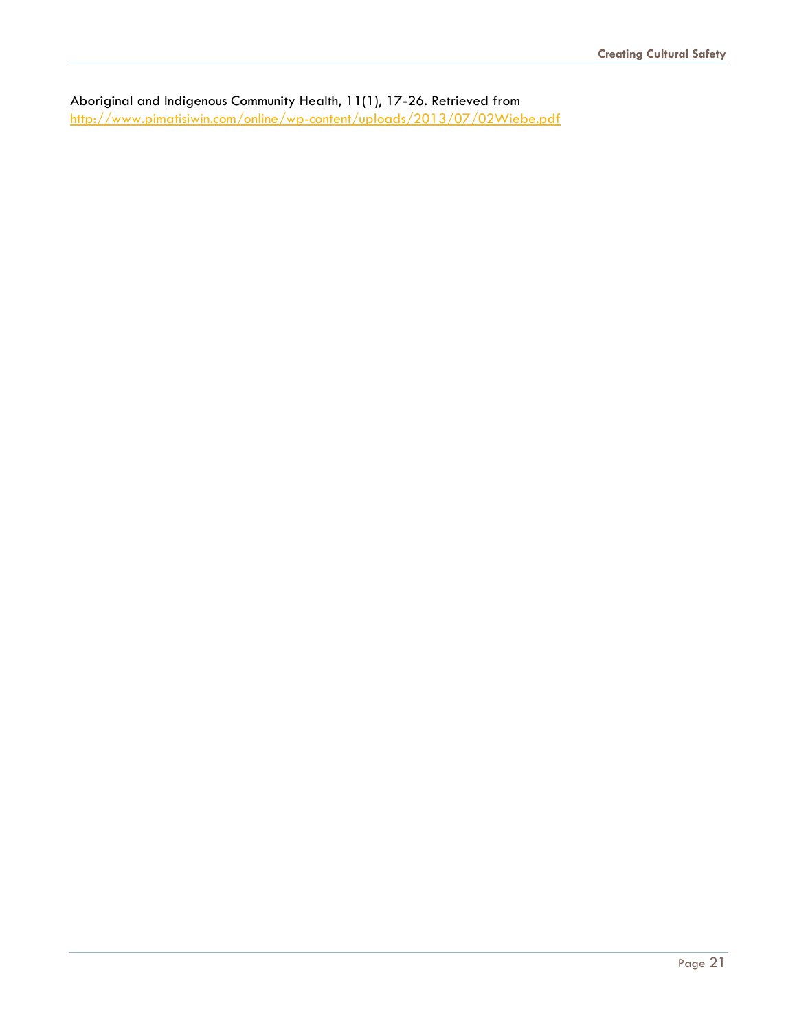Aboriginal and Indigenous Community Health, 11(1), 17-26. Retrieved from [http://www.pimatisiwin.com/online/wp-content/uploads/2013/07/02Wiebe.pdf](http://www.pimatisiwin.com/online/wp-content/uploads/2013/07/02Wiebe.pdf)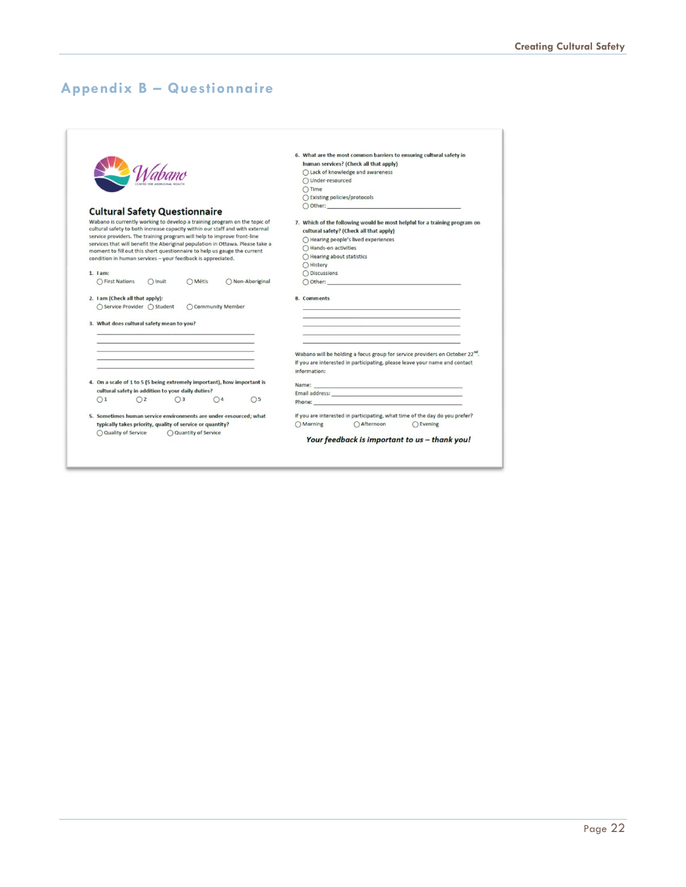## Appendix B – Questionnaire

Wabano
CENTRE FOR ABORIGINAL HEALTH

### Cultural Safety Questionnaire

Wabano is currently working to develop a training program on the topic of cultural safety to both increase capacity within our staff and with external service providers. The training program will help to improve front-line services that will benefit the Aboriginal population in Ottawa. Please take a moment to fill out this short questionnaire to help us gauge the current condition in human services – your feedback is appreciated.

1. **I am:**
   - ◯ First Nations ◯ Inuit ◯ Métis ◯ Non-Aboriginal

2. **I am (Check all that apply):**
   - ◯ Service Provider ◯ Student ◯ Community Member

3. **What does cultural safety mean to you?**

   ______________________________________________
   ______________________________________________
   ______________________________________________
   ______________________________________________
   ______________________________________________

4. **On a scale of 1 to 5 (5 being extremely important), how important is cultural safety in addition to your daily duties?**
   - ◯ 1 ◯ 2 ◯ 3 ◯ 4 ◯ 5

5. **Sometimes human service environments are under-resourced; what typically takes priority, quality of service or quantity?**
   - ◯ Quality of Service ◯ Quantity of Service

6. **What are the most common barriers to ensuring cultural safety in human services? (Check all that apply)**
   - ◯ Lack of knowledge and awareness
   - ◯ Under-resourced
   - ◯ Time
   - ◯ Existing policies/protocols
   - ◯ Other: ______________________________

7. **Which of the following would be most helpful for a training program on cultural safety? (Check all that apply)**
   - ◯ Hearing people's lived experiences
   - ◯ Hands-on activities
   - ◯ Hearing about statistics
   - ◯ History
   - ◯ Discussions
   - ◯ Other: ______________________________

8. **Comments**

   ______________________________________________
   ______________________________________________
   ______________________________________________
   ______________________________________________
   ______________________________________________

Wabano will be holding a focus group for service providers on October 22nd. If you are interested in participating, please leave your name and contact information:

Name: ______________________________

Email address: ______________________________

Phone: ______________________________

If you are interested in participating, what time of the day do you prefer?

◯ Morning ◯ Afternoon ◯ Evening

***Your feedback is important to us – thank you!***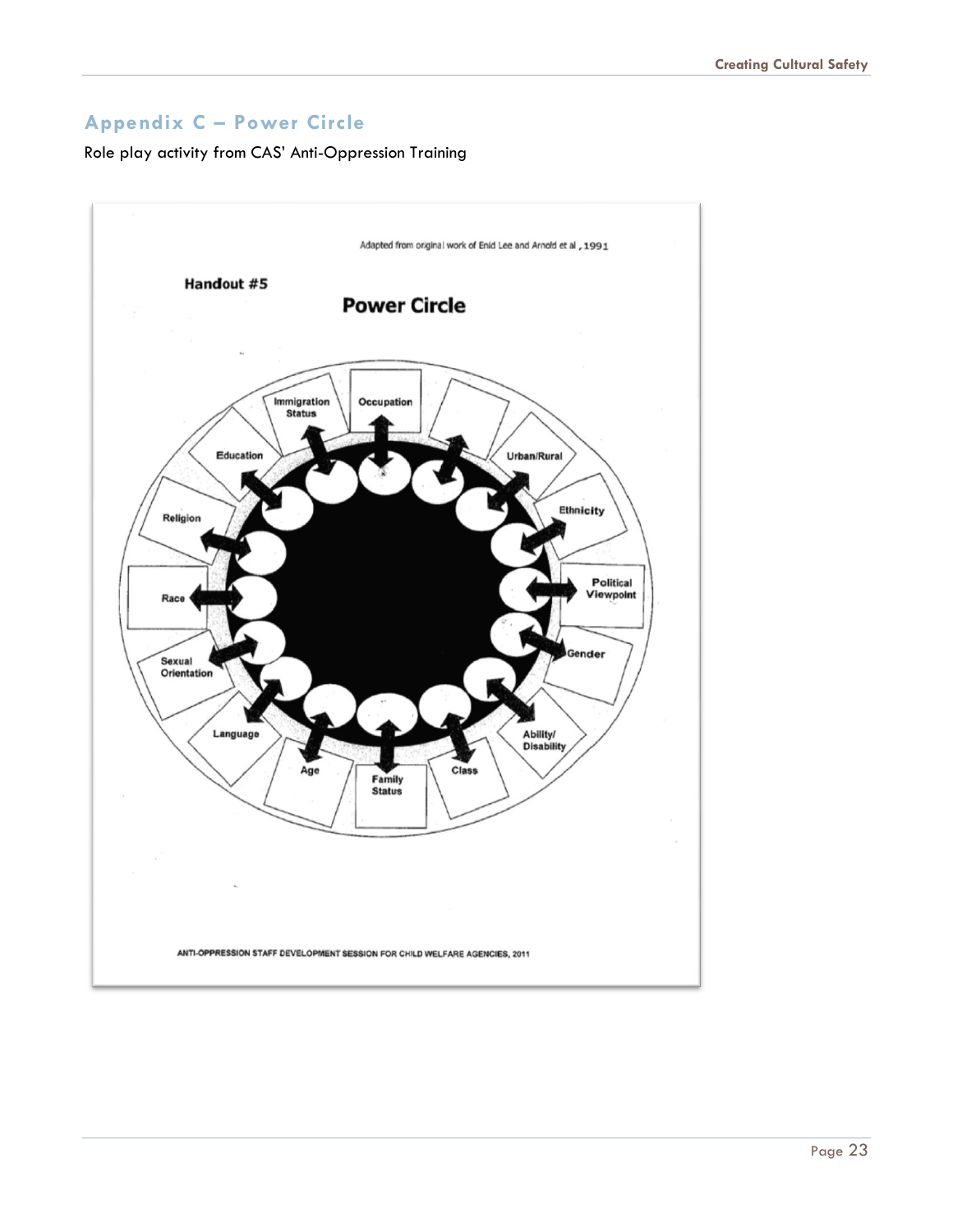## Appendix C – Power Circle

Role play activity from CAS' Anti-Oppression Training

Adapted from original work of Enid Lee and Arnold et al , 1991

**Handout #5**

**Power Circle**

Immigration Status

Occupation

Urban/Rural

Ethnicity

Political Viewpoint

Gender

Ability/ Disability

Class

Family Status

Age

Language

Sexual Orientation

Race

Religion

Education

ANTI-OPPRESSION STAFF DEVELOPMENT SESSION FOR CHILD WELFARE AGENCIES, 2011